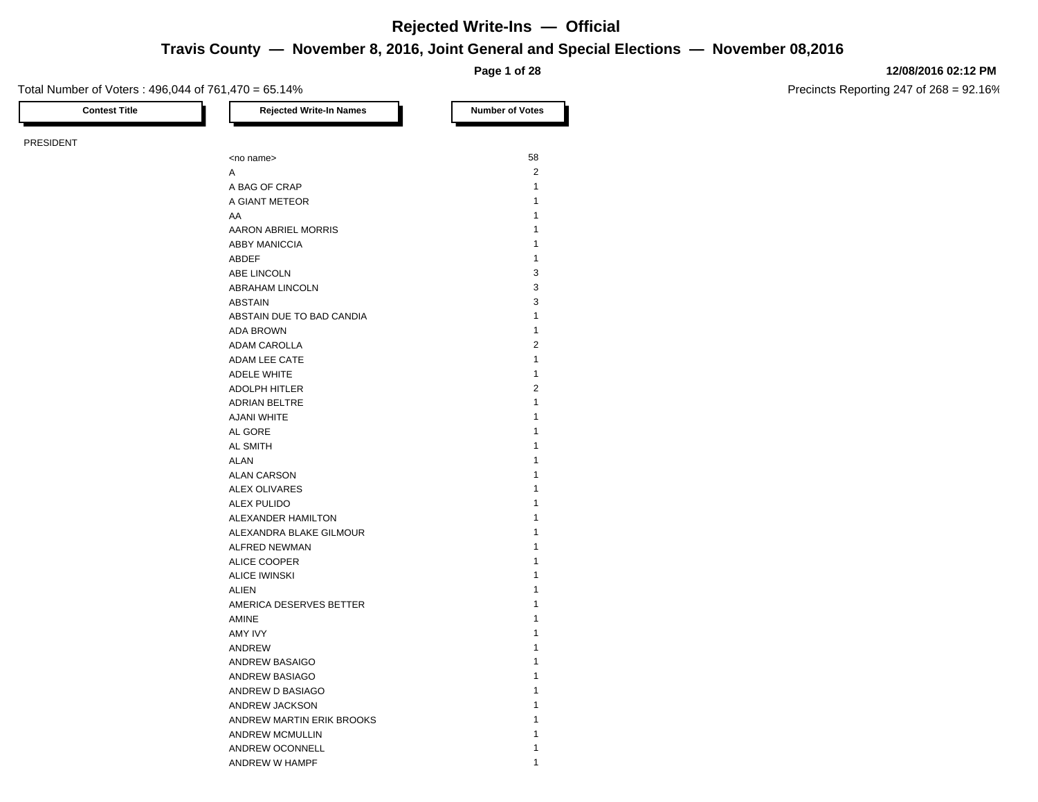# Rejected Write-Ins — Official

## Travis County — November 8, 2016, Joint General and Special Elections — November 08,2016

12/08/2016 02:12 PM

Total Number of Voters : 496,044 of 761,470 = 65.14%

Precincts Reporting 247 of 268 = 92.16%

| Contest Title | Rejected Write-In Names | Number of Votes |
|---|---|---|
| PRESIDENT | | |
| | <no name> | 58 |
| | A | 2 |
| | A BAG OF CRAP | 1 |
| | A GIANT METEOR | 1 |
| | AA | 1 |
| | AARON ABRIEL MORRIS | 1 |
| | ABBY MANICCIA | 1 |
| | ABDEF | 1 |
| | ABE LINCOLN | 3 |
| | ABRAHAM LINCOLN | 3 |
| | ABSTAIN | 3 |
| | ABSTAIN DUE TO BAD CANDIA | 1 |
| | ADA BROWN | 1 |
| | ADAM CAROLLA | 2 |
| | ADAM LEE CATE | 1 |
| | ADELE WHITE | 1 |
| | ADOLPH HITLER | 2 |
| | ADRIAN BELTRE | 1 |
| | AJANI WHITE | 1 |
| | AL GORE | 1 |
| | AL SMITH | 1 |
| | ALAN | 1 |
| | ALAN CARSON | 1 |
| | ALEX OLIVARES | 1 |
| | ALEX PULIDO | 1 |
| | ALEXANDER HAMILTON | 1 |
| | ALEXANDRA BLAKE GILMOUR | 1 |
| | ALFRED NEWMAN | 1 |
| | ALICE COOPER | 1 |
| | ALICE IWINSKI | 1 |
| | ALIEN | 1 |
| | AMERICA DESERVES BETTER | 1 |
| | AMINE | 1 |
| | AMY IVY | 1 |
| | ANDREW | 1 |
| | ANDREW BASAIGO | 1 |
| | ANDREW BASIAGO | 1 |
| | ANDREW D BASIAGO | 1 |
| | ANDREW JACKSON | 1 |
| | ANDREW MARTIN ERIK BROOKS | 1 |
| | ANDREW MCMULLIN | 1 |
| | ANDREW OCONNELL | 1 |
| | ANDREW W HAMPF | 1 |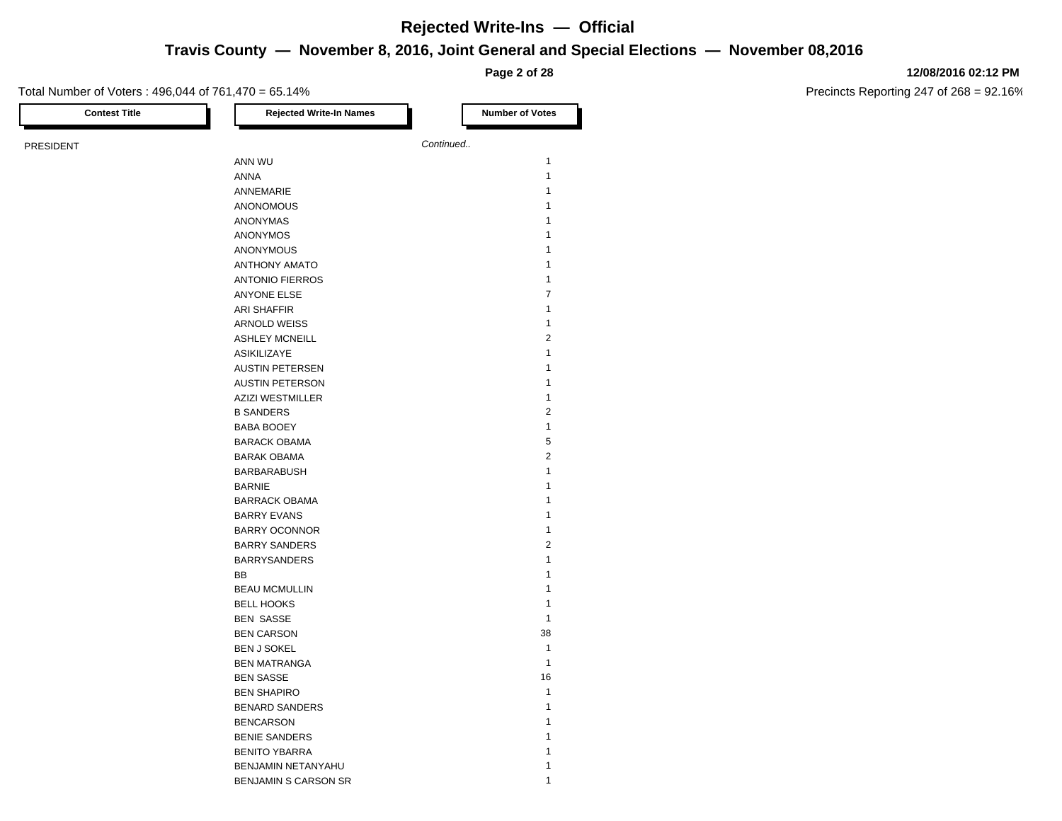# Rejected Write-Ins — Official

## Travis County — November 8, 2016, Joint General and Special Elections — November 08,2016

12/08/2016 02:12 PM

Total Number of Voters : 496,044 of 761,470 = 65.14%

Precincts Reporting 247 of 268 = 92.16%

| Contest Title | Rejected Write-In Names | Number of Votes |
|---|---|---|
| PRESIDENT | | *Continued..* |
| | ANN WU | 1 |
| | ANNA | 1 |
| | ANNEMARIE | 1 |
| | ANONOMOUS | 1 |
| | ANONYMAS | 1 |
| | ANONYMOS | 1 |
| | ANONYMOUS | 1 |
| | ANTHONY AMATO | 1 |
| | ANTONIO FIERROS | 1 |
| | ANYONE ELSE | 7 |
| | ARI SHAFFIR | 1 |
| | ARNOLD WEISS | 1 |
| | ASHLEY MCNEILL | 2 |
| | ASIKILIZAYE | 1 |
| | AUSTIN PETERSEN | 1 |
| | AUSTIN PETERSON | 1 |
| | AZIZI WESTMILLER | 1 |
| | B SANDERS | 2 |
| | BABA BOOEY | 1 |
| | BARACK OBAMA | 5 |
| | BARAK OBAMA | 2 |
| | BARBARABUSH | 1 |
| | BARNIE | 1 |
| | BARRACK OBAMA | 1 |
| | BARRY EVANS | 1 |
| | BARRY OCONNOR | 1 |
| | BARRY SANDERS | 2 |
| | BARRYSANDERS | 1 |
| | BB | 1 |
| | BEAU MCMULLIN | 1 |
| | BELL HOOKS | 1 |
| | BEN SASSE | 1 |
| | BEN CARSON | 38 |
| | BEN J SOKEL | 1 |
| | BEN MATRANGA | 1 |
| | BEN SASSE | 16 |
| | BEN SHAPIRO | 1 |
| | BENARD SANDERS | 1 |
| | BENCARSON | 1 |
| | BENIE SANDERS | 1 |
| | BENITO YBARRA | 1 |
| | BENJAMIN NETANYAHU | 1 |
| | BENJAMIN S CARSON SR | 1 |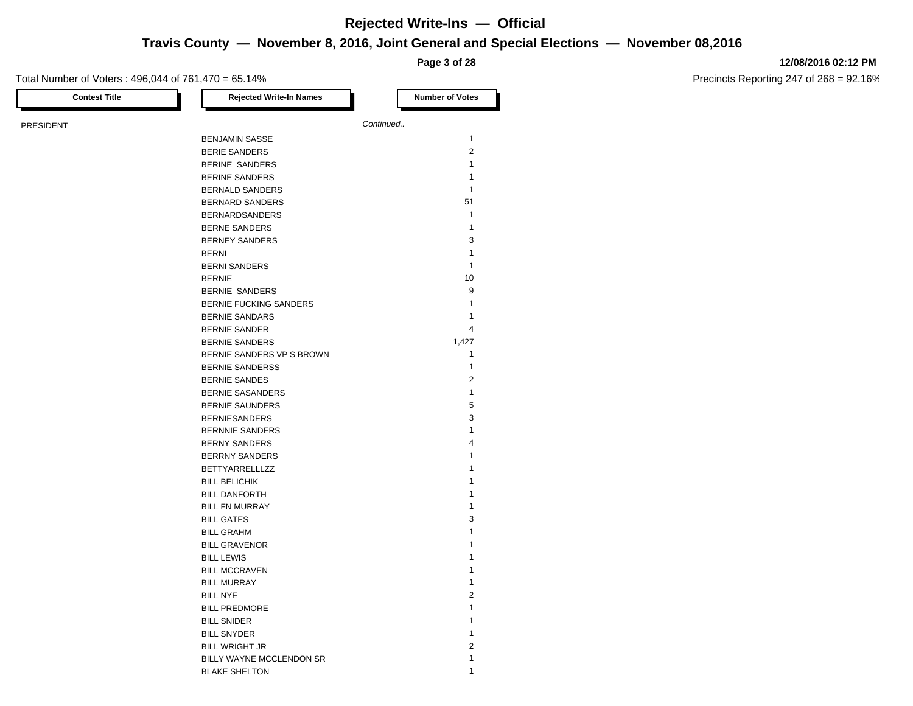# Rejected Write-Ins — Official

## Travis County — November 8, 2016, Joint General and Special Elections — November 08,2016

12/08/2016 02:12 PM

Total Number of Voters : 496,044 of 761,470 = 65.14%

Precincts Reporting 247 of 268 = 92.16%

| Contest Title | Rejected Write-In Names | Number of Votes |
|---|---|---|
| PRESIDENT | | *Continued..* |
| | BENJAMIN SASSE | 1 |
| | BERIE SANDERS | 2 |
| | BERINE  SANDERS | 1 |
| | BERINE SANDERS | 1 |
| | BERNALD SANDERS | 1 |
| | BERNARD SANDERS | 51 |
| | BERNARDSANDERS | 1 |
| | BERNE SANDERS | 1 |
| | BERNEY SANDERS | 3 |
| | BERNI | 1 |
| | BERNI SANDERS | 1 |
| | BERNIE | 10 |
| | BERNIE  SANDERS | 9 |
| | BERNIE FUCKING SANDERS | 1 |
| | BERNIE SANDARS | 1 |
| | BERNIE SANDER | 4 |
| | BERNIE SANDERS | 1,427 |
| | BERNIE SANDERS VP S BROWN | 1 |
| | BERNIE SANDERSS | 1 |
| | BERNIE SANDES | 2 |
| | BERNIE SASANDERS | 1 |
| | BERNIE SAUNDERS | 5 |
| | BERNIESANDERS | 3 |
| | BERNNIE SANDERS | 1 |
| | BERNY SANDERS | 4 |
| | BERRNY SANDERS | 1 |
| | BETTYARRELLLZZ | 1 |
| | BILL BELICHIK | 1 |
| | BILL DANFORTH | 1 |
| | BILL FN MURRAY | 1 |
| | BILL GATES | 3 |
| | BILL GRAHM | 1 |
| | BILL GRAVENOR | 1 |
| | BILL LEWIS | 1 |
| | BILL MCCRAVEN | 1 |
| | BILL MURRAY | 1 |
| | BILL NYE | 2 |
| | BILL PREDMORE | 1 |
| | BILL SNIDER | 1 |
| | BILL SNYDER | 1 |
| | BILL WRIGHT JR | 2 |
| | BILLY WAYNE MCCLENDON SR | 1 |
| | BLAKE SHELTON | 1 |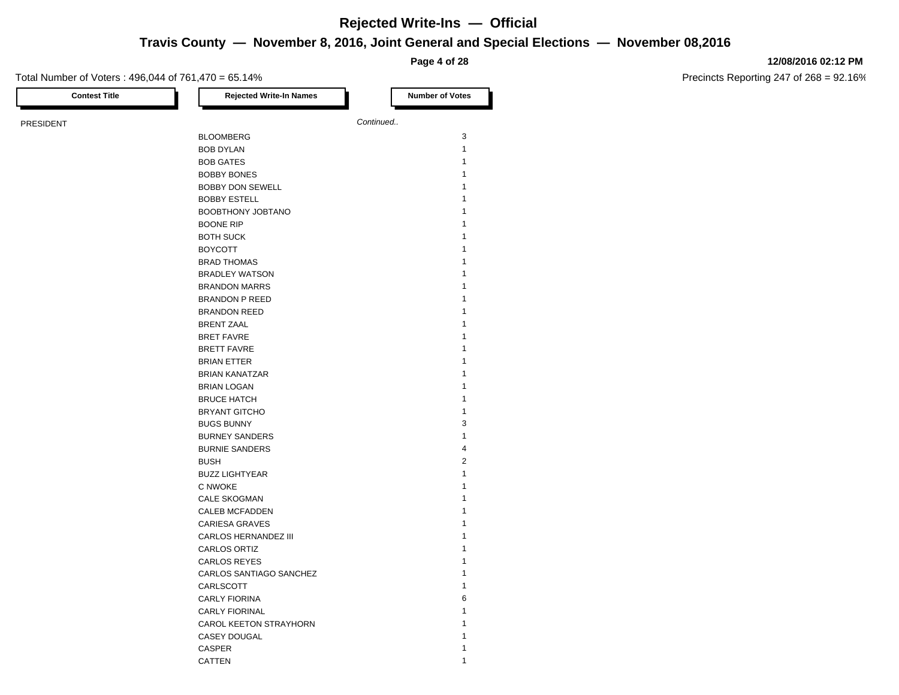# Rejected Write-Ins — Official

## Travis County — November 8, 2016, Joint General and Special Elections — November 08,2016

12/08/2016 02:12 PM

Total Number of Voters : 496,044 of 761,470 = 65.14%

Precincts Reporting 247 of 268 = 92.16%

| Contest Title | Rejected Write-In Names | Number of Votes |
|---|---|---|
| PRESIDENT | *Continued..* | |
| | BLOOMBERG | 3 |
| | BOB DYLAN | 1 |
| | BOB GATES | 1 |
| | BOBBY BONES | 1 |
| | BOBBY DON SEWELL | 1 |
| | BOBBY ESTELL | 1 |
| | BOOBTHONY JOBTANO | 1 |
| | BOONE RIP | 1 |
| | BOTH SUCK | 1 |
| | BOYCOTT | 1 |
| | BRAD THOMAS | 1 |
| | BRADLEY WATSON | 1 |
| | BRANDON MARRS | 1 |
| | BRANDON P REED | 1 |
| | BRANDON REED | 1 |
| | BRENT ZAAL | 1 |
| | BRET FAVRE | 1 |
| | BRETT FAVRE | 1 |
| | BRIAN ETTER | 1 |
| | BRIAN KANATZAR | 1 |
| | BRIAN LOGAN | 1 |
| | BRUCE HATCH | 1 |
| | BRYANT GITCHO | 1 |
| | BUGS BUNNY | 3 |
| | BURNEY SANDERS | 1 |
| | BURNIE SANDERS | 4 |
| | BUSH | 2 |
| | BUZZ LIGHTYEAR | 1 |
| | C NWOKE | 1 |
| | CALE SKOGMAN | 1 |
| | CALEB MCFADDEN | 1 |
| | CARIESA GRAVES | 1 |
| | CARLOS HERNANDEZ III | 1 |
| | CARLOS ORTIZ | 1 |
| | CARLOS REYES | 1 |
| | CARLOS SANTIAGO SANCHEZ | 1 |
| | CARLSCOTT | 1 |
| | CARLY FIORINA | 6 |
| | CARLY FIORINAL | 1 |
| | CAROL KEETON STRAYHORN | 1 |
| | CASEY DOUGAL | 1 |
| | CASPER | 1 |
| | CATTEN | 1 |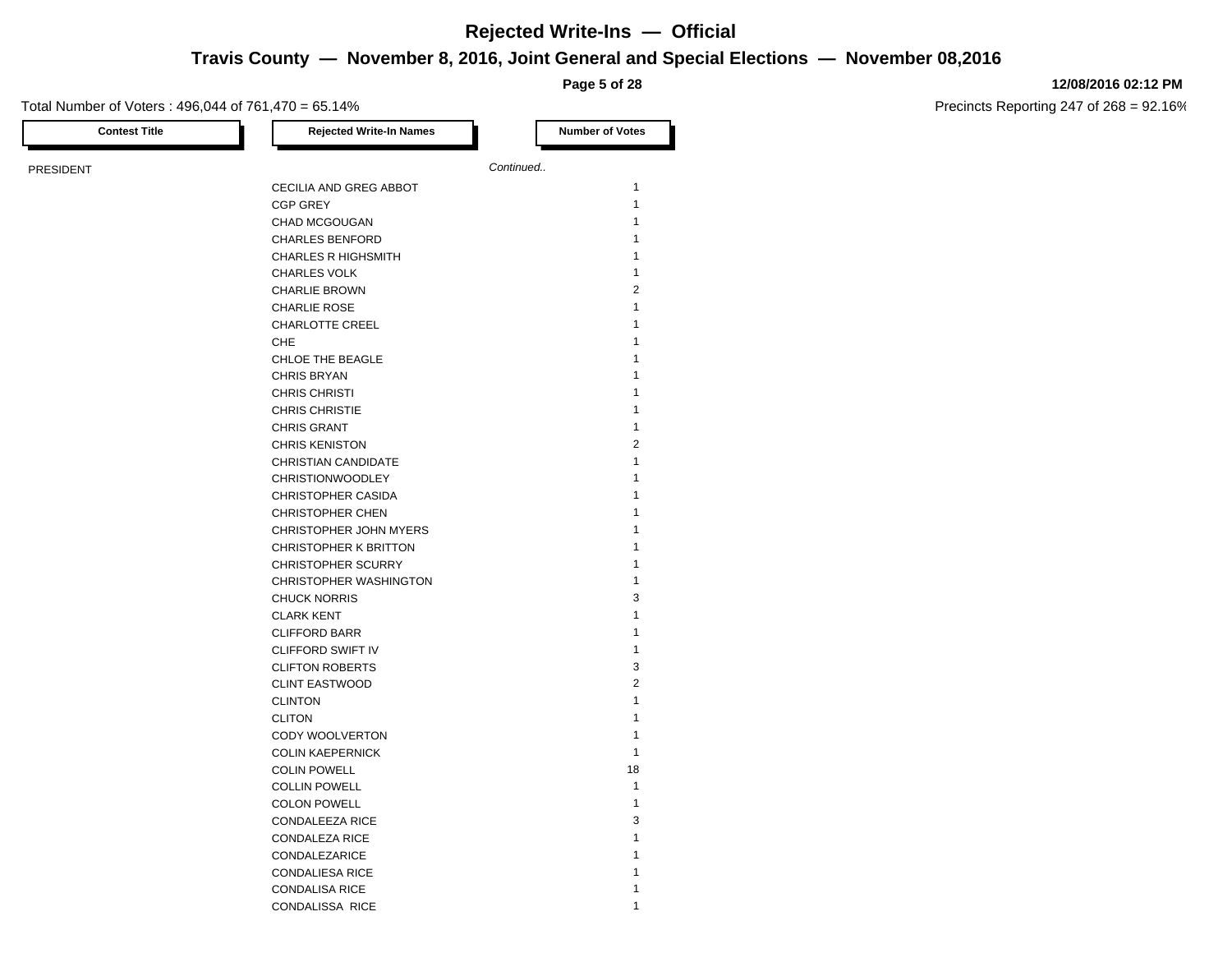# Rejected Write-Ins — Official

## Travis County — November 8, 2016, Joint General and Special Elections — November 08,2016

**12/08/2016 02:12 PM**

Total Number of Voters : 496,044 of 761,470 = 65.14%

Precincts Reporting 247 of 268 = 92.16%

| Contest Title | Rejected Write-In Names | Number of Votes |
|---|---|---|
| PRESIDENT | *Continued..* | |
| | CECILIA AND GREG ABBOT | 1 |
| | CGP GREY | 1 |
| | CHAD MCGOUGAN | 1 |
| | CHARLES BENFORD | 1 |
| | CHARLES R HIGHSMITH | 1 |
| | CHARLES VOLK | 1 |
| | CHARLIE BROWN | 2 |
| | CHARLIE ROSE | 1 |
| | CHARLOTTE CREEL | 1 |
| | CHE | 1 |
| | CHLOE THE BEAGLE | 1 |
| | CHRIS BRYAN | 1 |
| | CHRIS CHRISTI | 1 |
| | CHRIS CHRISTIE | 1 |
| | CHRIS GRANT | 1 |
| | CHRIS KENISTON | 2 |
| | CHRISTIAN CANDIDATE | 1 |
| | CHRISTIONWOODLEY | 1 |
| | CHRISTOPHER CASIDA | 1 |
| | CHRISTOPHER CHEN | 1 |
| | CHRISTOPHER JOHN MYERS | 1 |
| | CHRISTOPHER K BRITTON | 1 |
| | CHRISTOPHER SCURRY | 1 |
| | CHRISTOPHER WASHINGTON | 1 |
| | CHUCK NORRIS | 3 |
| | CLARK KENT | 1 |
| | CLIFFORD BARR | 1 |
| | CLIFFORD SWIFT IV | 1 |
| | CLIFTON ROBERTS | 3 |
| | CLINT EASTWOOD | 2 |
| | CLINTON | 1 |
| | CLITON | 1 |
| | CODY WOOLVERTON | 1 |
| | COLIN KAEPERNICK | 1 |
| | COLIN POWELL | 18 |
| | COLLIN POWELL | 1 |
| | COLON POWELL | 1 |
| | CONDALEEZA RICE | 3 |
| | CONDALEZA RICE | 1 |
| | CONDALEZARICE | 1 |
| | CONDALIESA RICE | 1 |
| | CONDALISA RICE | 1 |
| | CONDALISSA RICE | 1 |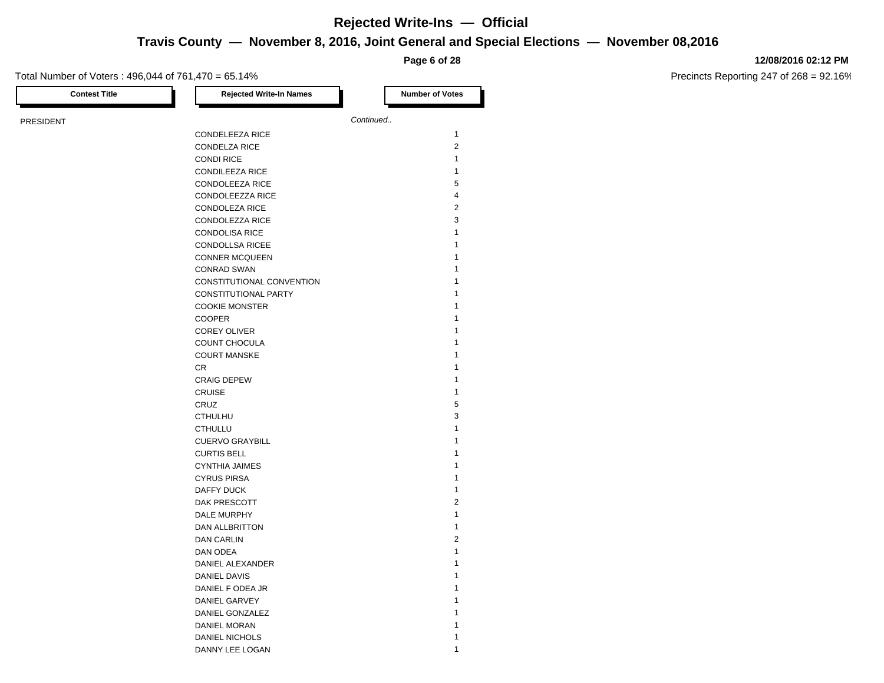# Rejected Write-Ins — Official

## Travis County — November 8, 2016, Joint General and Special Elections — November 08,2016

12/08/2016 02:12 PM

Total Number of Voters : 496,044 of 761,470 = 65.14%

Precincts Reporting 247 of 268 = 92.16%

| Contest Title | Rejected Write-In Names | Number of Votes |
|---|---|---|
| PRESIDENT | *Continued..* | |
| | CONDELEEZA RICE | 1 |
| | CONDELZA RICE | 2 |
| | CONDI RICE | 1 |
| | CONDILEEZA RICE | 1 |
| | CONDOLEEZA RICE | 5 |
| | CONDOLEEZZA RICE | 4 |
| | CONDOLEZA RICE | 2 |
| | CONDOLEZZA RICE | 3 |
| | CONDOLISA RICE | 1 |
| | CONDOLLSA RICEE | 1 |
| | CONNER MCQUEEN | 1 |
| | CONRAD SWAN | 1 |
| | CONSTITUTIONAL CONVENTION | 1 |
| | CONSTITUTIONAL PARTY | 1 |
| | COOKIE MONSTER | 1 |
| | COOPER | 1 |
| | COREY OLIVER | 1 |
| | COUNT CHOCULA | 1 |
| | COURT MANSKE | 1 |
| | CR | 1 |
| | CRAIG DEPEW | 1 |
| | CRUISE | 1 |
| | CRUZ | 5 |
| | CTHULHU | 3 |
| | CTHULLU | 1 |
| | CUERVO GRAYBILL | 1 |
| | CURTIS BELL | 1 |
| | CYNTHIA JAIMES | 1 |
| | CYRUS PIRSA | 1 |
| | DAFFY DUCK | 1 |
| | DAK PRESCOTT | 2 |
| | DALE MURPHY | 1 |
| | DAN ALLBRITTON | 1 |
| | DAN CARLIN | 2 |
| | DAN ODEA | 1 |
| | DANIEL ALEXANDER | 1 |
| | DANIEL DAVIS | 1 |
| | DANIEL F ODEA JR | 1 |
| | DANIEL GARVEY | 1 |
| | DANIEL GONZALEZ | 1 |
| | DANIEL MORAN | 1 |
| | DANIEL NICHOLS | 1 |
| | DANNY LEE LOGAN | 1 |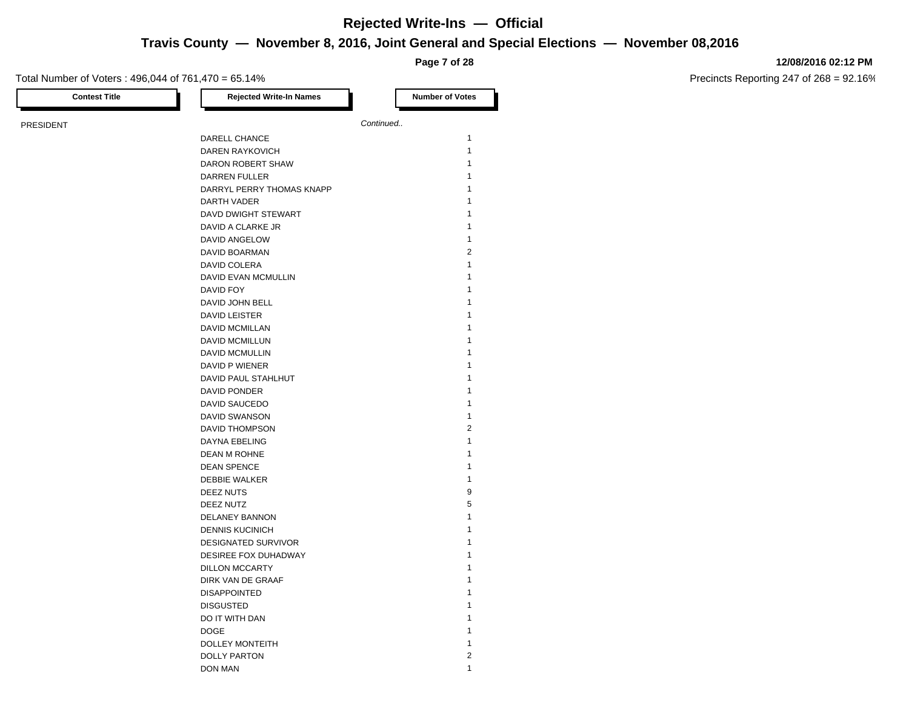# Rejected Write-Ins — Official

## Travis County — November 8, 2016, Joint General and Special Elections — November 08,2016

**12/08/2016 02:12 PM**

Total Number of Voters : 496,044 of 761,470 = 65.14%

Precincts Reporting 247 of 268 = 92.16%

| Contest Title | Rejected Write-In Names | Number of Votes |
|---|---|---|
| PRESIDENT | *Continued..* | |
| | DARELL CHANCE | 1 |
| | DAREN RAYKOVICH | 1 |
| | DARON ROBERT SHAW | 1 |
| | DARREN FULLER | 1 |
| | DARRYL PERRY THOMAS KNAPP | 1 |
| | DARTH VADER | 1 |
| | DAVD DWIGHT STEWART | 1 |
| | DAVID A CLARKE JR | 1 |
| | DAVID ANGELOW | 1 |
| | DAVID BOARMAN | 2 |
| | DAVID COLERA | 1 |
| | DAVID EVAN MCMULLIN | 1 |
| | DAVID FOY | 1 |
| | DAVID JOHN BELL | 1 |
| | DAVID LEISTER | 1 |
| | DAVID MCMILLAN | 1 |
| | DAVID MCMILLUN | 1 |
| | DAVID MCMULLIN | 1 |
| | DAVID P WIENER | 1 |
| | DAVID PAUL STAHLHUT | 1 |
| | DAVID PONDER | 1 |
| | DAVID SAUCEDO | 1 |
| | DAVID SWANSON | 1 |
| | DAVID THOMPSON | 2 |
| | DAYNA EBELING | 1 |
| | DEAN M ROHNE | 1 |
| | DEAN SPENCE | 1 |
| | DEBBIE WALKER | 1 |
| | DEEZ NUTS | 9 |
| | DEEZ NUTZ | 5 |
| | DELANEY BANNON | 1 |
| | DENNIS KUCINICH | 1 |
| | DESIGNATED SURVIVOR | 1 |
| | DESIREE FOX DUHADWAY | 1 |
| | DILLON MCCARTY | 1 |
| | DIRK VAN DE GRAAF | 1 |
| | DISAPPOINTED | 1 |
| | DISGUSTED | 1 |
| | DO IT WITH DAN | 1 |
| | DOGE | 1 |
| | DOLLEY MONTEITH | 1 |
| | DOLLY PARTON | 2 |
| | DON MAN | 1 |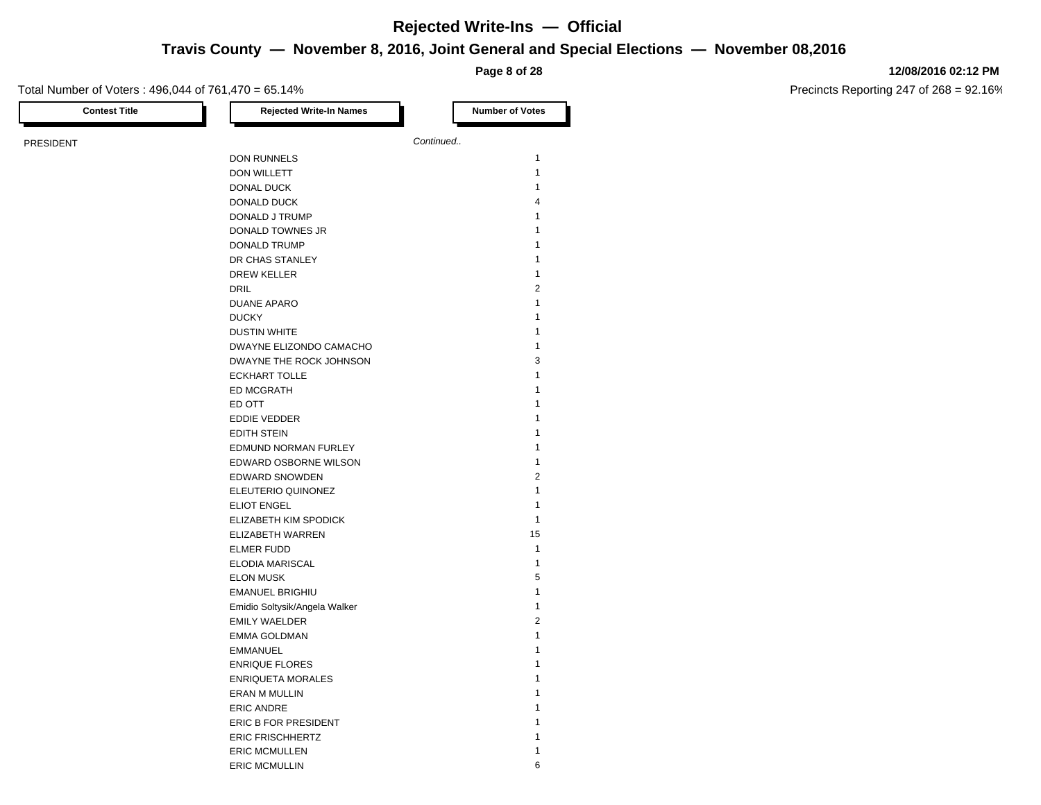# Rejected Write-Ins — Official

## Travis County — November 8, 2016, Joint General and Special Elections — November 08,2016

**12/08/2016 02:12 PM**

Total Number of Voters : 496,044 of 761,470 = 65.14%

Precincts Reporting 247 of 268 = 92.16%

| Contest Title | Rejected Write-In Names | Number of Votes |
|---|---|---|
| PRESIDENT | *Continued..* | |
| | DON RUNNELS | 1 |
| | DON WILLETT | 1 |
| | DONAL DUCK | 1 |
| | DONALD DUCK | 4 |
| | DONALD J TRUMP | 1 |
| | DONALD TOWNES JR | 1 |
| | DONALD TRUMP | 1 |
| | DR CHAS STANLEY | 1 |
| | DREW KELLER | 1 |
| | DRIL | 2 |
| | DUANE APARO | 1 |
| | DUCKY | 1 |
| | DUSTIN WHITE | 1 |
| | DWAYNE ELIZONDO CAMACHO | 1 |
| | DWAYNE THE ROCK JOHNSON | 3 |
| | ECKHART TOLLE | 1 |
| | ED MCGRATH | 1 |
| | ED OTT | 1 |
| | EDDIE VEDDER | 1 |
| | EDITH STEIN | 1 |
| | EDMUND NORMAN FURLEY | 1 |
| | EDWARD OSBORNE WILSON | 1 |
| | EDWARD SNOWDEN | 2 |
| | ELEUTERIO QUINONEZ | 1 |
| | ELIOT ENGEL | 1 |
| | ELIZABETH KIM SPODICK | 1 |
| | ELIZABETH WARREN | 15 |
| | ELMER FUDD | 1 |
| | ELODIA MARISCAL | 1 |
| | ELON MUSK | 5 |
| | EMANUEL BRIGHIU | 1 |
| | Emidio Soltysik/Angela Walker | 1 |
| | EMILY WAELDER | 2 |
| | EMMA GOLDMAN | 1 |
| | EMMANUEL | 1 |
| | ENRIQUE FLORES | 1 |
| | ENRIQUETA MORALES | 1 |
| | ERAN M MULLIN | 1 |
| | ERIC ANDRE | 1 |
| | ERIC B FOR PRESIDENT | 1 |
| | ERIC FRISCHHERTZ | 1 |
| | ERIC MCMULLEN | 1 |
| | ERIC MCMULLIN | 6 |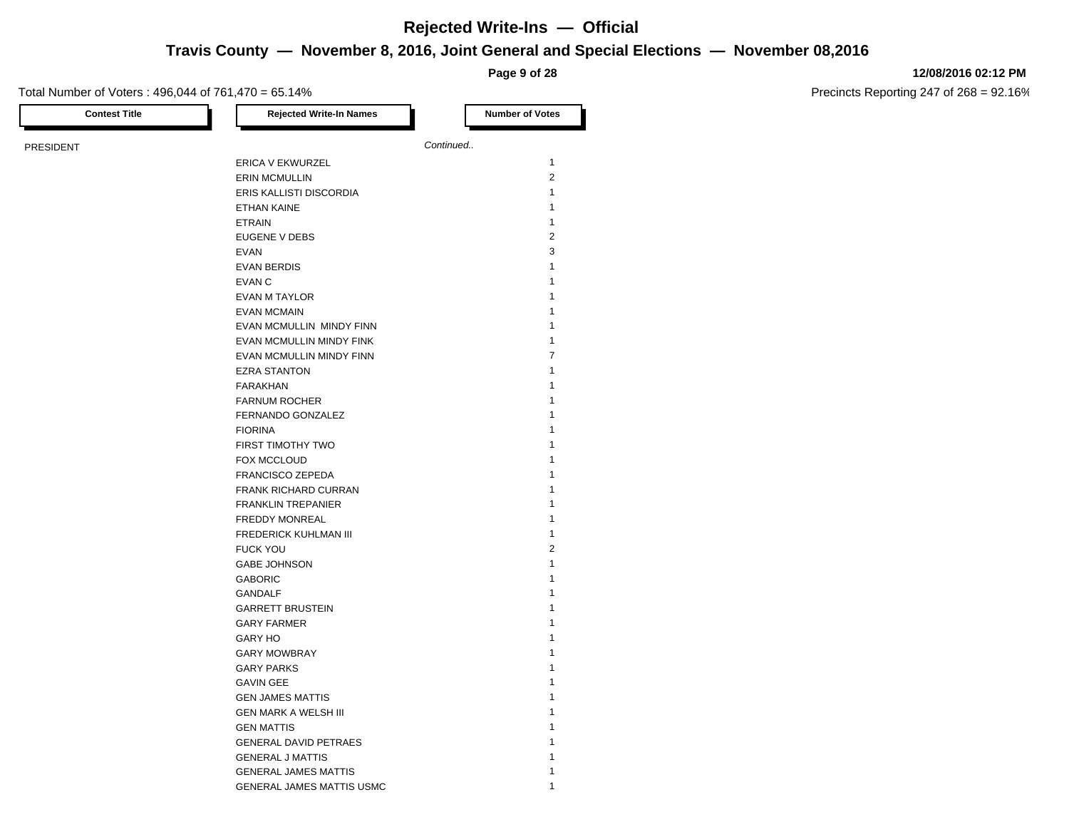# Rejected Write-Ins — Official

## Travis County — November 8, 2016, Joint General and Special Elections — November 08,2016

12/08/2016 02:12 PM

Total Number of Voters : 496,044 of 761,470 = 65.14%

Precincts Reporting 247 of 268 = 92.16%

| Contest Title | Rejected Write-In Names | Number of Votes |
|---|---|---|
| PRESIDENT | *Continued..* | |
| | ERICA V EKWURZEL | 1 |
| | ERIN MCMULLIN | 2 |
| | ERIS KALLISTI DISCORDIA | 1 |
| | ETHAN KAINE | 1 |
| | ETRAIN | 1 |
| | EUGENE V DEBS | 2 |
| | EVAN | 3 |
| | EVAN BERDIS | 1 |
| | EVAN C | 1 |
| | EVAN M TAYLOR | 1 |
| | EVAN MCMAIN | 1 |
| | EVAN MCMULLIN  MINDY FINN | 1 |
| | EVAN MCMULLIN MINDY FINK | 1 |
| | EVAN MCMULLIN MINDY FINN | 7 |
| | EZRA STANTON | 1 |
| | FARAKHAN | 1 |
| | FARNUM ROCHER | 1 |
| | FERNANDO GONZALEZ | 1 |
| | FIORINA | 1 |
| | FIRST TIMOTHY TWO | 1 |
| | FOX MCCLOUD | 1 |
| | FRANCISCO ZEPEDA | 1 |
| | FRANK RICHARD CURRAN | 1 |
| | FRANKLIN TREPANIER | 1 |
| | FREDDY MONREAL | 1 |
| | FREDERICK KUHLMAN III | 1 |
| | FUCK YOU | 2 |
| | GABE JOHNSON | 1 |
| | GABORIC | 1 |
| | GANDALF | 1 |
| | GARRETT BRUSTEIN | 1 |
| | GARY FARMER | 1 |
| | GARY HO | 1 |
| | GARY MOWBRAY | 1 |
| | GARY PARKS | 1 |
| | GAVIN GEE | 1 |
| | GEN JAMES MATTIS | 1 |
| | GEN MARK A WELSH III | 1 |
| | GEN MATTIS | 1 |
| | GENERAL DAVID PETRAES | 1 |
| | GENERAL J MATTIS | 1 |
| | GENERAL JAMES MATTIS | 1 |
| | GENERAL JAMES MATTIS USMC | 1 |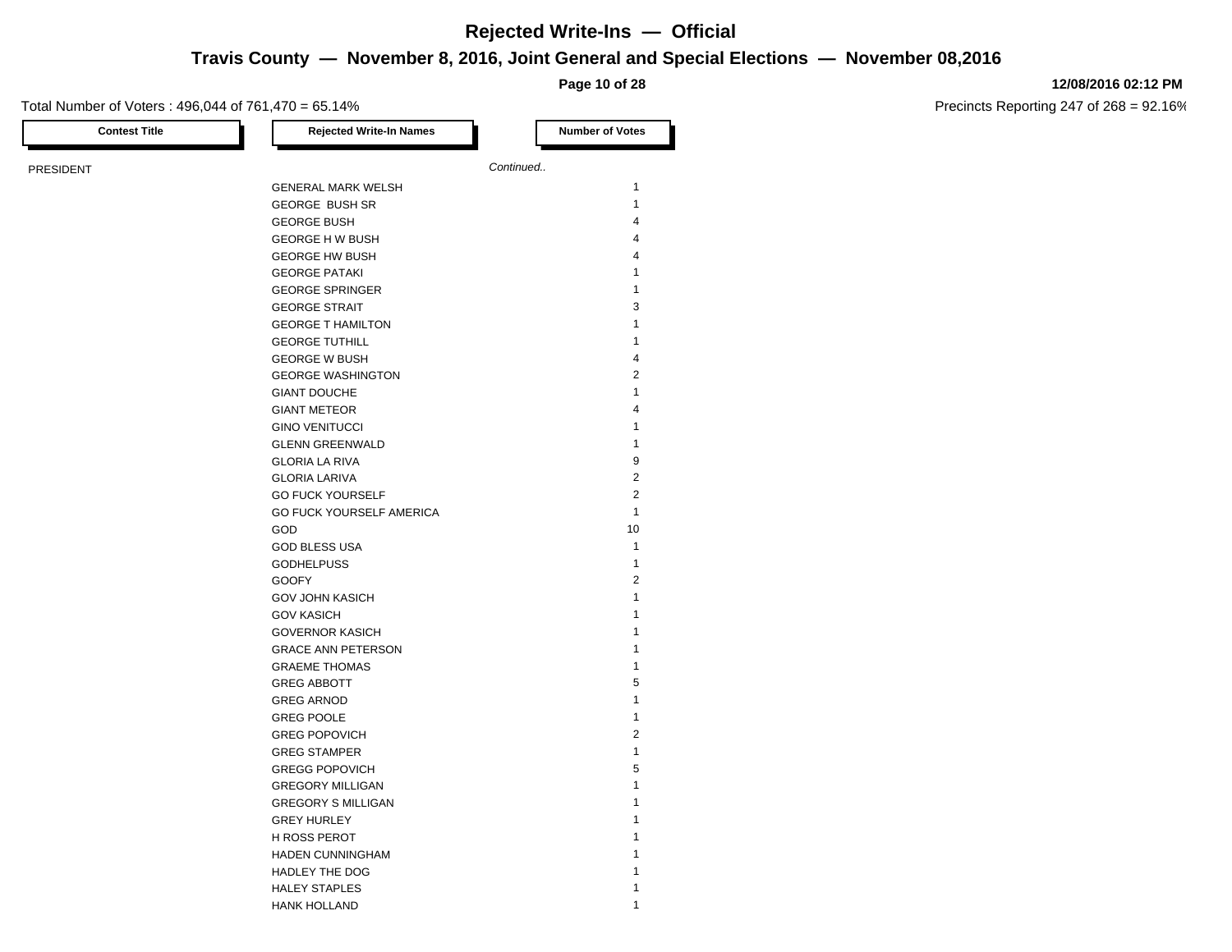# Rejected Write-Ins — Official

## Travis County — November 8, 2016, Joint General and Special Elections — November 08,2016

12/08/2016 02:12 PM

Total Number of Voters : 496,044 of 761,470 = 65.14%

Precincts Reporting 247 of 268 = 92.16%

| Contest Title | Rejected Write-In Names | Number of Votes |
|---|---|---|
| PRESIDENT | *Continued..* | |
| | GENERAL MARK WELSH | 1 |
| | GEORGE BUSH SR | 1 |
| | GEORGE BUSH | 4 |
| | GEORGE H W BUSH | 4 |
| | GEORGE HW BUSH | 4 |
| | GEORGE PATAKI | 1 |
| | GEORGE SPRINGER | 1 |
| | GEORGE STRAIT | 3 |
| | GEORGE T HAMILTON | 1 |
| | GEORGE TUTHILL | 1 |
| | GEORGE W BUSH | 4 |
| | GEORGE WASHINGTON | 2 |
| | GIANT DOUCHE | 1 |
| | GIANT METEOR | 4 |
| | GINO VENITUCCI | 1 |
| | GLENN GREENWALD | 1 |
| | GLORIA LA RIVA | 9 |
| | GLORIA LARIVA | 2 |
| | GO FUCK YOURSELF | 2 |
| | GO FUCK YOURSELF AMERICA | 1 |
| | GOD | 10 |
| | GOD BLESS USA | 1 |
| | GODHELPUSS | 1 |
| | GOOFY | 2 |
| | GOV JOHN KASICH | 1 |
| | GOV KASICH | 1 |
| | GOVERNOR KASICH | 1 |
| | GRACE ANN PETERSON | 1 |
| | GRAEME THOMAS | 1 |
| | GREG ABBOTT | 5 |
| | GREG ARNOD | 1 |
| | GREG POOLE | 1 |
| | GREG POPOVICH | 2 |
| | GREG STAMPER | 1 |
| | GREGG POPOVICH | 5 |
| | GREGORY MILLIGAN | 1 |
| | GREGORY S MILLIGAN | 1 |
| | GREY HURLEY | 1 |
| | H ROSS PEROT | 1 |
| | HADEN CUNNINGHAM | 1 |
| | HADLEY THE DOG | 1 |
| | HALEY STAPLES | 1 |
| | HANK HOLLAND | 1 |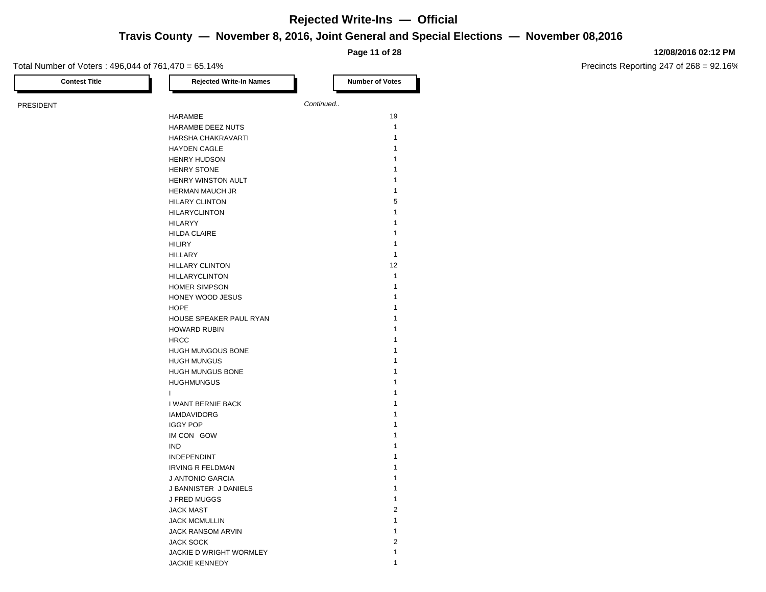# Rejected Write-Ins — Official

## Travis County — November 8, 2016, Joint General and Special Elections — November 08,2016

**12/08/2016 02:12 PM**

Total Number of Voters : 496,044 of 761,470 = 65.14%

Precincts Reporting 247 of 268 = 92.16%

| Contest Title | Rejected Write-In Names | Number of Votes |
|---|---|---|
| PRESIDENT | | *Continued..* |
| | HARAMBE | 19 |
| | HARAMBE DEEZ NUTS | 1 |
| | HARSHA CHAKRAVARTI | 1 |
| | HAYDEN CAGLE | 1 |
| | HENRY HUDSON | 1 |
| | HENRY STONE | 1 |
| | HENRY WINSTON AULT | 1 |
| | HERMAN MAUCH JR | 1 |
| | HILARY CLINTON | 5 |
| | HILARYCLINTON | 1 |
| | HILARYY | 1 |
| | HILDA CLAIRE | 1 |
| | HILIRY | 1 |
| | HILLARY | 1 |
| | HILLARY CLINTON | 12 |
| | HILLARYCLINTON | 1 |
| | HOMER SIMPSON | 1 |
| | HONEY WOOD JESUS | 1 |
| | HOPE | 1 |
| | HOUSE SPEAKER PAUL RYAN | 1 |
| | HOWARD RUBIN | 1 |
| | HRCC | 1 |
| | HUGH MUNGOUS BONE | 1 |
| | HUGH MUNGUS | 1 |
| | HUGH MUNGUS BONE | 1 |
| | HUGHMUNGUS | 1 |
| | I | 1 |
| | I WANT BERNIE BACK | 1 |
| | IAMDAVIDORG | 1 |
| | IGGY POP | 1 |
| | IM CON GOW | 1 |
| | IND | 1 |
| | INDEPENDINT | 1 |
| | IRVING R FELDMAN | 1 |
| | J ANTONIO GARCIA | 1 |
| | J BANNISTER J DANIELS | 1 |
| | J FRED MUGGS | 1 |
| | JACK MAST | 2 |
| | JACK MCMULLIN | 1 |
| | JACK RANSOM ARVIN | 1 |
| | JACK SOCK | 2 |
| | JACKIE D WRIGHT WORMLEY | 1 |
| | JACKIE KENNEDY | 1 |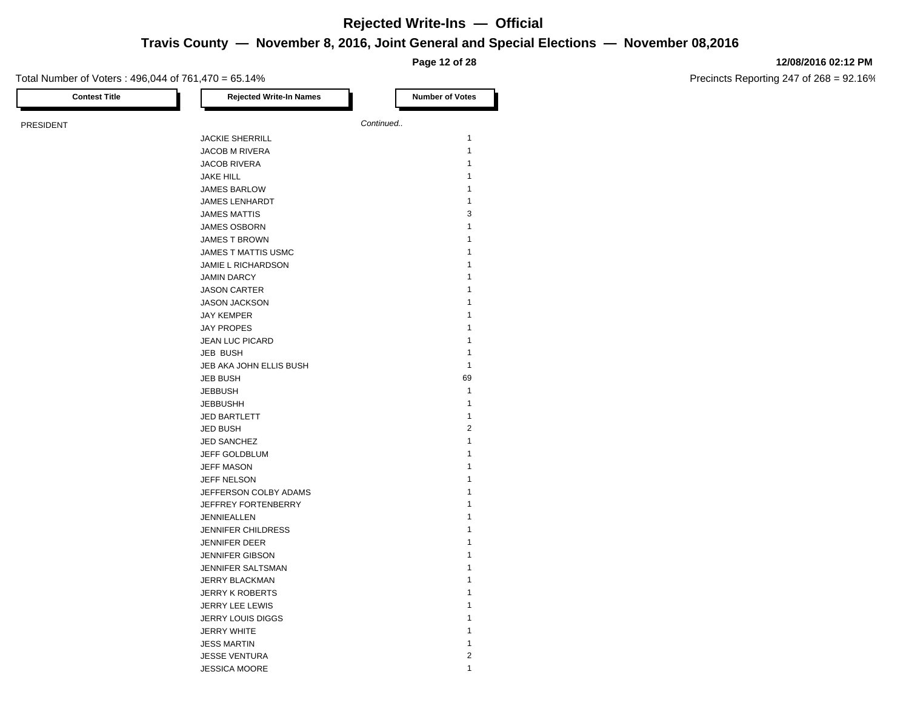# Rejected Write-Ins — Official

## Travis County — November 8, 2016, Joint General and Special Elections — November 08,2016

12/08/2016 02:12 PM

Total Number of Voters : 496,044 of 761,470 = 65.14%

Precincts Reporting 247 of 268 = 92.16%

| Contest Title | Rejected Write-In Names | Number of Votes |
|---|---|---|
| PRESIDENT | | *Continued..* |
| | JACKIE SHERRILL | 1 |
| | JACOB M RIVERA | 1 |
| | JACOB RIVERA | 1 |
| | JAKE HILL | 1 |
| | JAMES BARLOW | 1 |
| | JAMES LENHARDT | 1 |
| | JAMES MATTIS | 3 |
| | JAMES OSBORN | 1 |
| | JAMES T BROWN | 1 |
| | JAMES T MATTIS USMC | 1 |
| | JAMIE L RICHARDSON | 1 |
| | JAMIN DARCY | 1 |
| | JASON CARTER | 1 |
| | JASON JACKSON | 1 |
| | JAY KEMPER | 1 |
| | JAY PROPES | 1 |
| | JEAN LUC PICARD | 1 |
| | JEB BUSH | 1 |
| | JEB AKA JOHN ELLIS BUSH | 1 |
| | JEB BUSH | 69 |
| | JEBBUSH | 1 |
| | JEBBUSHH | 1 |
| | JED BARTLETT | 1 |
| | JED BUSH | 2 |
| | JED SANCHEZ | 1 |
| | JEFF GOLDBLUM | 1 |
| | JEFF MASON | 1 |
| | JEFF NELSON | 1 |
| | JEFFERSON COLBY ADAMS | 1 |
| | JEFFREY FORTENBERRY | 1 |
| | JENNIEALLEN | 1 |
| | JENNIFER CHILDRESS | 1 |
| | JENNIFER DEER | 1 |
| | JENNIFER GIBSON | 1 |
| | JENNIFER SALTSMAN | 1 |
| | JERRY BLACKMAN | 1 |
| | JERRY K ROBERTS | 1 |
| | JERRY LEE LEWIS | 1 |
| | JERRY LOUIS DIGGS | 1 |
| | JERRY WHITE | 1 |
| | JESS MARTIN | 1 |
| | JESSE VENTURA | 2 |
| | JESSICA MOORE | 1 |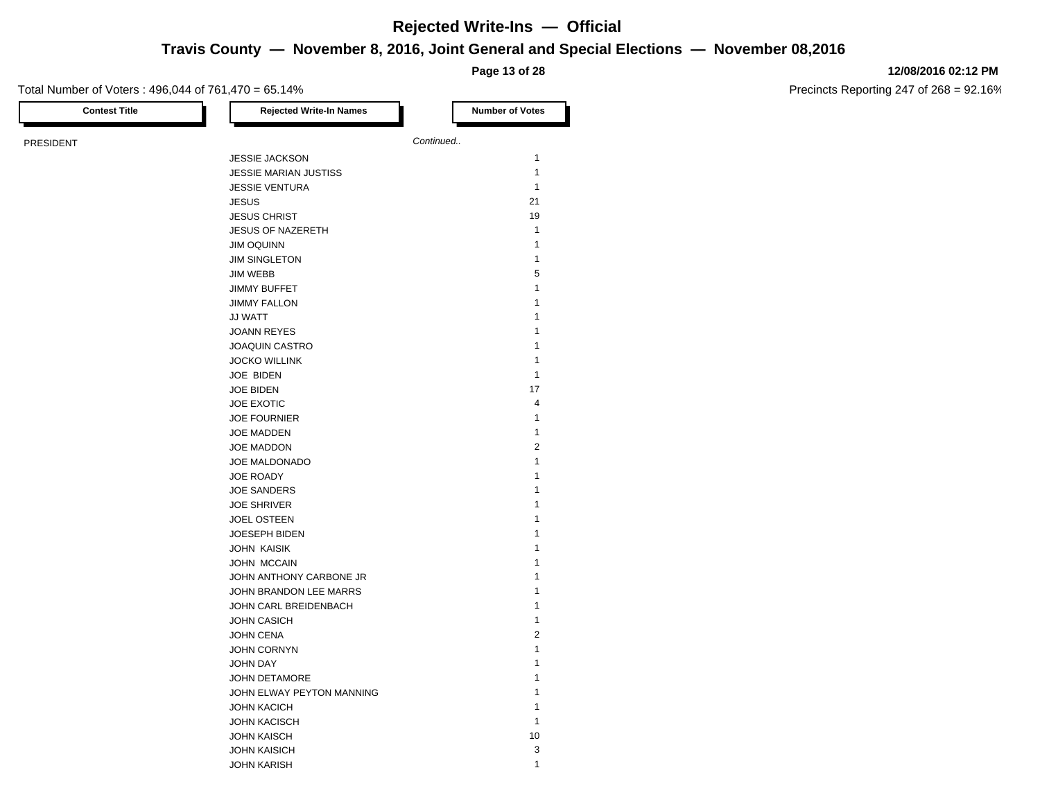# Rejected Write-Ins — Official

## Travis County — November 8, 2016, Joint General and Special Elections — November 08,2016

12/08/2016 02:12 PM

Total Number of Voters : 496,044 of 761,470 = 65.14%

Precincts Reporting 247 of 268 = 92.16%

| Contest Title | Rejected Write-In Names | Number of Votes |
|---|---|---|
| PRESIDENT | *Continued..* | |
| | JESSIE JACKSON | 1 |
| | JESSIE MARIAN JUSTISS | 1 |
| | JESSIE VENTURA | 1 |
| | JESUS | 21 |
| | JESUS CHRIST | 19 |
| | JESUS OF NAZERETH | 1 |
| | JIM OQUINN | 1 |
| | JIM SINGLETON | 1 |
| | JIM WEBB | 5 |
| | JIMMY BUFFET | 1 |
| | JIMMY FALLON | 1 |
| | JJ WATT | 1 |
| | JOANN REYES | 1 |
| | JOAQUIN CASTRO | 1 |
| | JOCKO WILLINK | 1 |
| | JOE  BIDEN | 1 |
| | JOE BIDEN | 17 |
| | JOE EXOTIC | 4 |
| | JOE FOURNIER | 1 |
| | JOE MADDEN | 1 |
| | JOE MADDON | 2 |
| | JOE MALDONADO | 1 |
| | JOE ROADY | 1 |
| | JOE SANDERS | 1 |
| | JOE SHRIVER | 1 |
| | JOEL OSTEEN | 1 |
| | JOESEPH BIDEN | 1 |
| | JOHN  KAISIK | 1 |
| | JOHN  MCCAIN | 1 |
| | JOHN ANTHONY CARBONE JR | 1 |
| | JOHN BRANDON LEE MARRS | 1 |
| | JOHN CARL BREIDENBACH | 1 |
| | JOHN CASICH | 1 |
| | JOHN CENA | 2 |
| | JOHN CORNYN | 1 |
| | JOHN DAY | 1 |
| | JOHN DETAMORE | 1 |
| | JOHN ELWAY PEYTON MANNING | 1 |
| | JOHN KACICH | 1 |
| | JOHN KACISCH | 1 |
| | JOHN KAISCH | 10 |
| | JOHN KAISICH | 3 |
| | JOHN KARISH | 1 |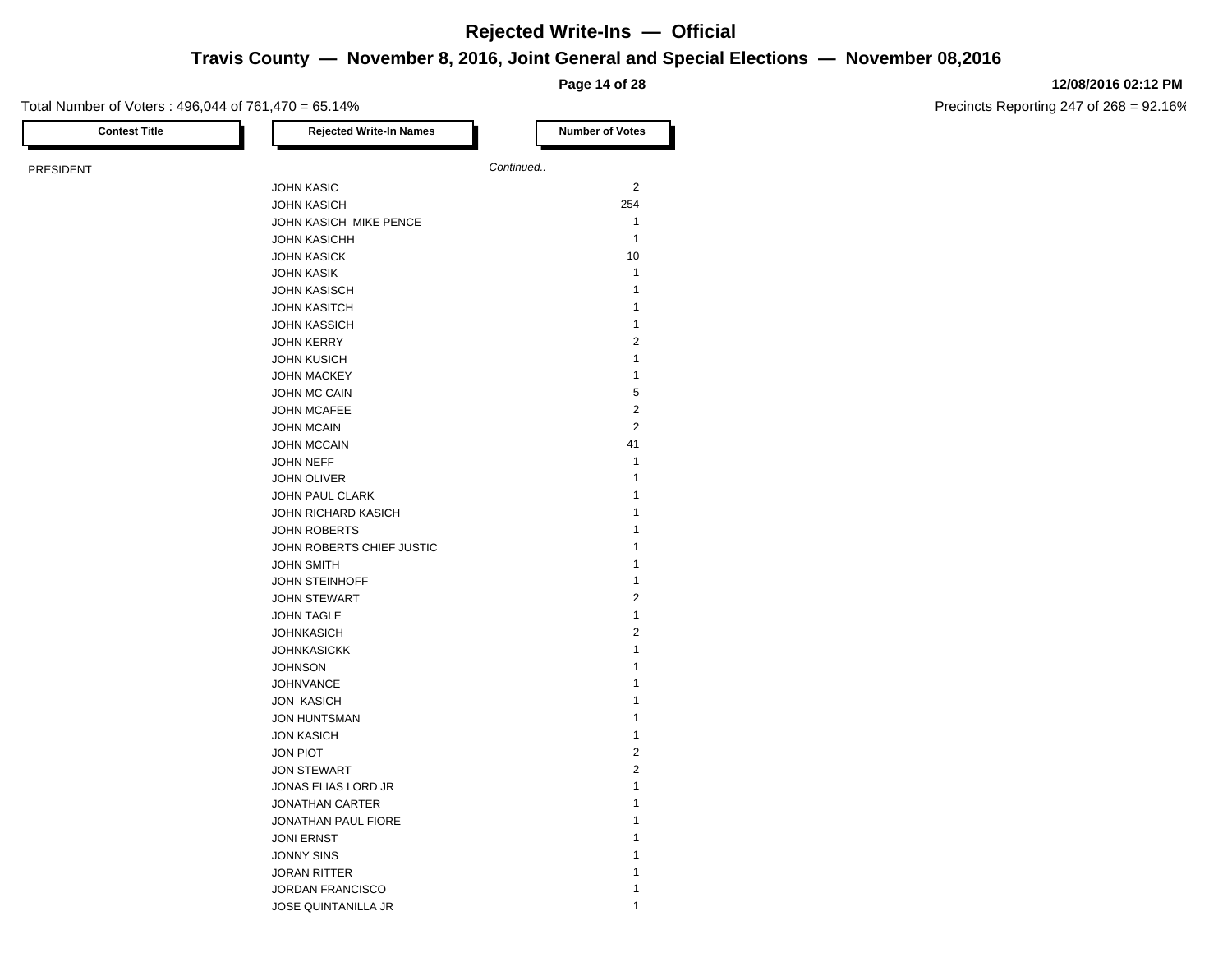# Rejected Write-Ins — Official

## Travis County — November 8, 2016, Joint General and Special Elections — November 08,2016

12/08/2016 02:12 PM

Total Number of Voters : 496,044 of 761,470 = 65.14%

Precincts Reporting 247 of 268 = 92.16%

| Contest Title | Rejected Write-In Names | Number of Votes |
|---|---|---|
| PRESIDENT | *Continued..* | |
| | JOHN KASIC | 2 |
| | JOHN KASICH | 254 |
| | JOHN KASICH MIKE PENCE | 1 |
| | JOHN KASICHH | 1 |
| | JOHN KASICK | 10 |
| | JOHN KASIK | 1 |
| | JOHN KASISCH | 1 |
| | JOHN KASITCH | 1 |
| | JOHN KASSICH | 1 |
| | JOHN KERRY | 2 |
| | JOHN KUSICH | 1 |
| | JOHN MACKEY | 1 |
| | JOHN MC CAIN | 5 |
| | JOHN MCAFEE | 2 |
| | JOHN MCAIN | 2 |
| | JOHN MCCAIN | 41 |
| | JOHN NEFF | 1 |
| | JOHN OLIVER | 1 |
| | JOHN PAUL CLARK | 1 |
| | JOHN RICHARD KASICH | 1 |
| | JOHN ROBERTS | 1 |
| | JOHN ROBERTS CHIEF JUSTIC | 1 |
| | JOHN SMITH | 1 |
| | JOHN STEINHOFF | 1 |
| | JOHN STEWART | 2 |
| | JOHN TAGLE | 1 |
| | JOHNKASICH | 2 |
| | JOHNKASICKK | 1 |
| | JOHNSON | 1 |
| | JOHNVANCE | 1 |
| | JON KASICH | 1 |
| | JON HUNTSMAN | 1 |
| | JON KASICH | 1 |
| | JON PIOT | 2 |
| | JON STEWART | 2 |
| | JONAS ELIAS LORD JR | 1 |
| | JONATHAN CARTER | 1 |
| | JONATHAN PAUL FIORE | 1 |
| | JONI ERNST | 1 |
| | JONNY SINS | 1 |
| | JORAN RITTER | 1 |
| | JORDAN FRANCISCO | 1 |
| | JOSE QUINTANILLA JR | 1 |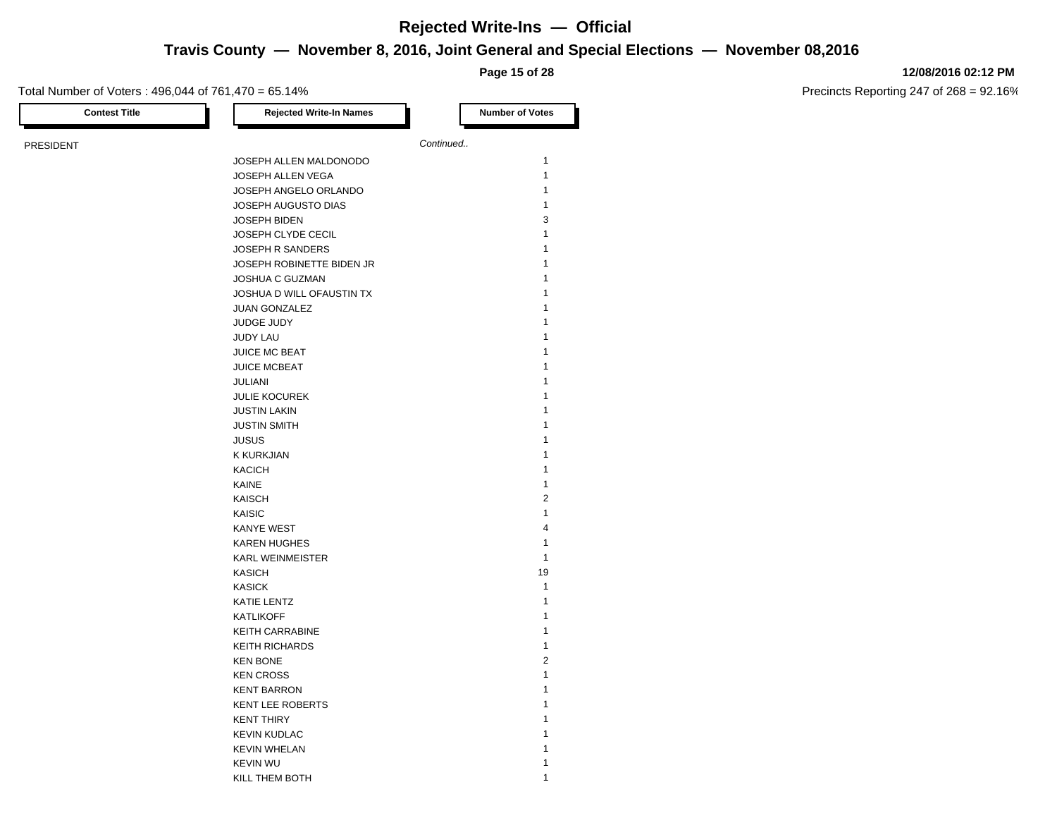# Rejected Write-Ins — Official

## Travis County — November 8, 2016, Joint General and Special Elections — November 08,2016

12/08/2016 02:12 PM

Total Number of Voters : 496,044 of 761,470 = 65.14%

Precincts Reporting 247 of 268 = 92.16%

| Contest Title | Rejected Write-In Names | Number of Votes |
|---|---|---|
| PRESIDENT | *Continued..* | |
| | JOSEPH ALLEN MALDONODO | 1 |
| | JOSEPH ALLEN VEGA | 1 |
| | JOSEPH ANGELO ORLANDO | 1 |
| | JOSEPH AUGUSTO DIAS | 1 |
| | JOSEPH BIDEN | 3 |
| | JOSEPH CLYDE CECIL | 1 |
| | JOSEPH R SANDERS | 1 |
| | JOSEPH ROBINETTE BIDEN JR | 1 |
| | JOSHUA C GUZMAN | 1 |
| | JOSHUA D WILL OFAUSTIN TX | 1 |
| | JUAN GONZALEZ | 1 |
| | JUDGE JUDY | 1 |
| | JUDY LAU | 1 |
| | JUICE MC BEAT | 1 |
| | JUICE MCBEAT | 1 |
| | JULIANI | 1 |
| | JULIE KOCUREK | 1 |
| | JUSTIN LAKIN | 1 |
| | JUSTIN SMITH | 1 |
| | JUSUS | 1 |
| | K KURKJIAN | 1 |
| | KACICH | 1 |
| | KAINE | 1 |
| | KAISCH | 2 |
| | KAISIC | 1 |
| | KANYE WEST | 4 |
| | KAREN HUGHES | 1 |
| | KARL WEINMEISTER | 1 |
| | KASICH | 19 |
| | KASICK | 1 |
| | KATIE LENTZ | 1 |
| | KATLIKOFF | 1 |
| | KEITH CARRABINE | 1 |
| | KEITH RICHARDS | 1 |
| | KEN BONE | 2 |
| | KEN CROSS | 1 |
| | KENT BARRON | 1 |
| | KENT LEE ROBERTS | 1 |
| | KENT THIRY | 1 |
| | KEVIN KUDLAC | 1 |
| | KEVIN WHELAN | 1 |
| | KEVIN WU | 1 |
| | KILL THEM BOTH | 1 |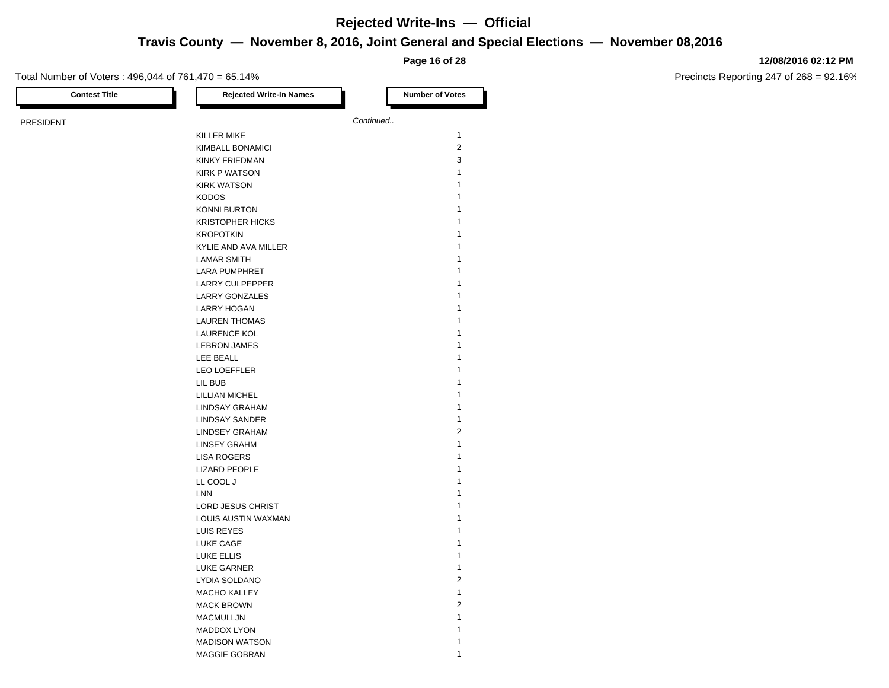# Rejected Write-Ins — Official

## Travis County — November 8, 2016, Joint General and Special Elections — November 08,2016

12/08/2016 02:12 PM

Total Number of Voters : 496,044 of 761,470 = 65.14%

Precincts Reporting 247 of 268 = 92.16%

| Contest Title | Rejected Write-In Names | Number of Votes |
|---|---|---|
| PRESIDENT | | *Continued..* |
| | KILLER MIKE | 1 |
| | KIMBALL BONAMICI | 2 |
| | KINKY FRIEDMAN | 3 |
| | KIRK P WATSON | 1 |
| | KIRK WATSON | 1 |
| | KODOS | 1 |
| | KONNI BURTON | 1 |
| | KRISTOPHER HICKS | 1 |
| | KROPOTKIN | 1 |
| | KYLIE AND AVA MILLER | 1 |
| | LAMAR SMITH | 1 |
| | LARA PUMPHRET | 1 |
| | LARRY CULPEPPER | 1 |
| | LARRY GONZALES | 1 |
| | LARRY HOGAN | 1 |
| | LAUREN THOMAS | 1 |
| | LAURENCE KOL | 1 |
| | LEBRON JAMES | 1 |
| | LEE BEALL | 1 |
| | LEO LOEFFLER | 1 |
| | LIL BUB | 1 |
| | LILLIAN MICHEL | 1 |
| | LINDSAY GRAHAM | 1 |
| | LINDSAY SANDER | 1 |
| | LINDSEY GRAHAM | 2 |
| | LINSEY GRAHM | 1 |
| | LISA ROGERS | 1 |
| | LIZARD PEOPLE | 1 |
| | LL COOL J | 1 |
| | LNN | 1 |
| | LORD JESUS CHRIST | 1 |
| | LOUIS AUSTIN WAXMAN | 1 |
| | LUIS REYES | 1 |
| | LUKE CAGE | 1 |
| | LUKE ELLIS | 1 |
| | LUKE GARNER | 1 |
| | LYDIA SOLDANO | 2 |
| | MACHO KALLEY | 1 |
| | MACK BROWN | 2 |
| | MACMULLJN | 1 |
| | MADDOX LYON | 1 |
| | MADISON WATSON | 1 |
| | MAGGIE GOBRAN | 1 |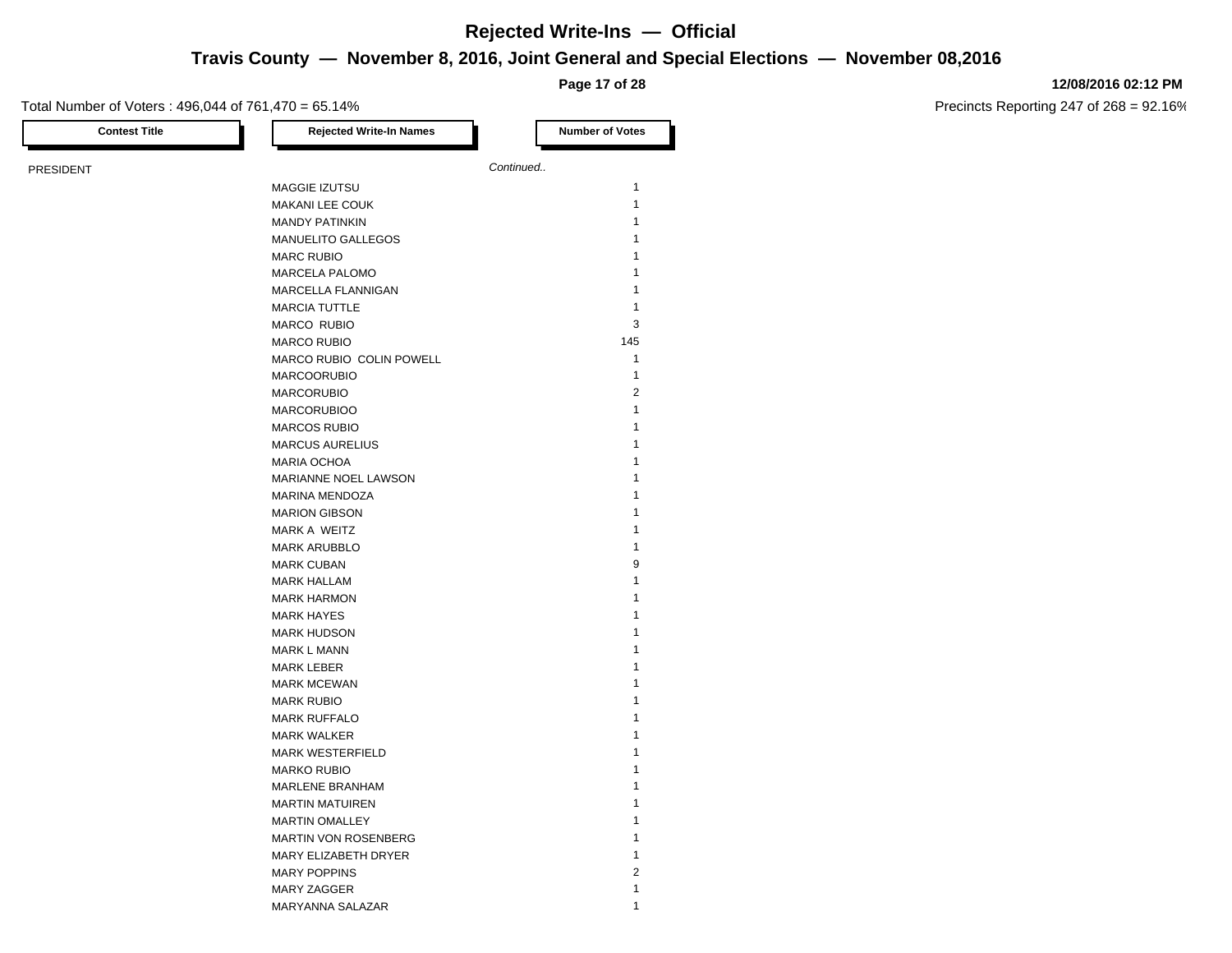# Rejected Write-Ins — Official

## Travis County — November 8, 2016, Joint General and Special Elections — November 08,2016

12/08/2016 02:12 PM

Total Number of Voters : 496,044 of 761,470 = 65.14%

Precincts Reporting 247 of 268 = 92.16%

| Contest Title | Rejected Write-In Names | Number of Votes |
|---|---|---|
| PRESIDENT | *Continued..* | |
| | MAGGIE IZUTSU | 1 |
| | MAKANI LEE COUK | 1 |
| | MANDY PATINKIN | 1 |
| | MANUELITO GALLEGOS | 1 |
| | MARC RUBIO | 1 |
| | MARCELA PALOMO | 1 |
| | MARCELLA FLANNIGAN | 1 |
| | MARCIA TUTTLE | 1 |
| | MARCO  RUBIO | 3 |
| | MARCO RUBIO | 145 |
| | MARCO RUBIO  COLIN POWELL | 1 |
| | MARCOORUBIO | 1 |
| | MARCORUBIO | 2 |
| | MARCORUBIOO | 1 |
| | MARCOS RUBIO | 1 |
| | MARCUS AURELIUS | 1 |
| | MARIA OCHOA | 1 |
| | MARIANNE NOEL LAWSON | 1 |
| | MARINA MENDOZA | 1 |
| | MARION GIBSON | 1 |
| | MARK A  WEITZ | 1 |
| | MARK ARUBBLO | 1 |
| | MARK CUBAN | 9 |
| | MARK HALLAM | 1 |
| | MARK HARMON | 1 |
| | MARK HAYES | 1 |
| | MARK HUDSON | 1 |
| | MARK L MANN | 1 |
| | MARK LEBER | 1 |
| | MARK MCEWAN | 1 |
| | MARK RUBIO | 1 |
| | MARK RUFFALO | 1 |
| | MARK WALKER | 1 |
| | MARK WESTERFIELD | 1 |
| | MARKO RUBIO | 1 |
| | MARLENE BRANHAM | 1 |
| | MARTIN MATUIREN | 1 |
| | MARTIN OMALLEY | 1 |
| | MARTIN VON ROSENBERG | 1 |
| | MARY ELIZABETH DRYER | 1 |
| | MARY POPPINS | 2 |
| | MARY ZAGGER | 1 |
| | MARYANNA SALAZAR | 1 |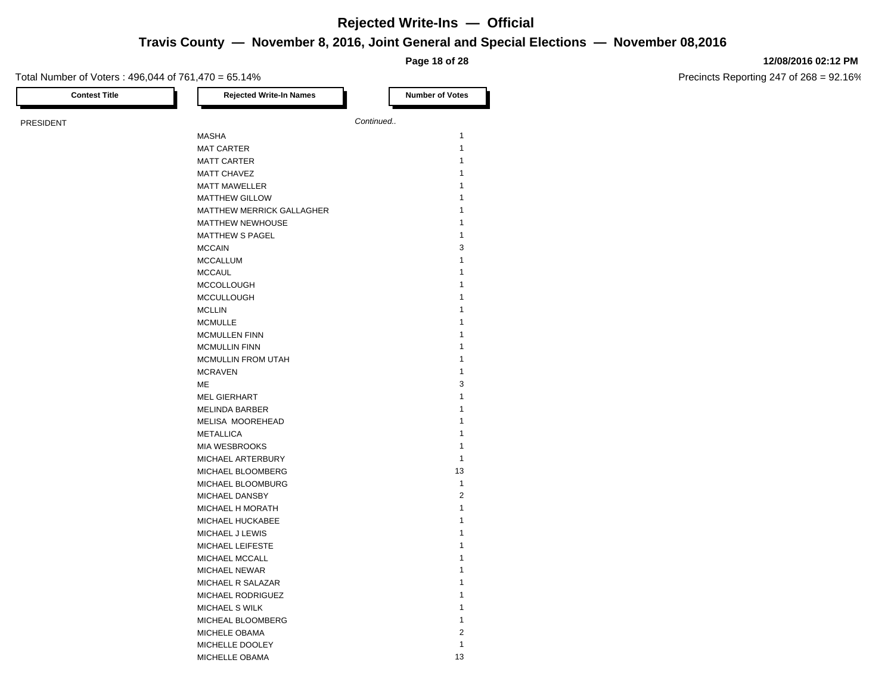# Rejected Write-Ins — Official

## Travis County — November 8, 2016, Joint General and Special Elections — November 08,2016

**12/08/2016 02:12 PM**

Total Number of Voters : 496,044 of 761,470 = 65.14%

Precincts Reporting 247 of 268 = 92.16%

| Contest Title | Rejected Write-In Names | Number of Votes |
|---|---|---|
| PRESIDENT | | *Continued..* |
| | MASHA | 1 |
| | MAT CARTER | 1 |
| | MATT CARTER | 1 |
| | MATT CHAVEZ | 1 |
| | MATT MAWELLER | 1 |
| | MATTHEW GILLOW | 1 |
| | MATTHEW MERRICK GALLAGHER | 1 |
| | MATTHEW NEWHOUSE | 1 |
| | MATTHEW S PAGEL | 1 |
| | MCCAIN | 3 |
| | MCCALLUM | 1 |
| | MCCAUL | 1 |
| | MCCOLLOUGH | 1 |
| | MCCULLOUGH | 1 |
| | MCLLIN | 1 |
| | MCMULLE | 1 |
| | MCMULLEN FINN | 1 |
| | MCMULLIN FINN | 1 |
| | MCMULLIN FROM UTAH | 1 |
| | MCRAVEN | 1 |
| | ME | 3 |
| | MEL GIERHART | 1 |
| | MELINDA BARBER | 1 |
| | MELISA MOOREHEAD | 1 |
| | METALLICA | 1 |
| | MIA WESBROOKS | 1 |
| | MICHAEL ARTERBURY | 1 |
| | MICHAEL BLOOMBERG | 13 |
| | MICHAEL BLOOMBURG | 1 |
| | MICHAEL DANSBY | 2 |
| | MICHAEL H MORATH | 1 |
| | MICHAEL HUCKABEE | 1 |
| | MICHAEL J LEWIS | 1 |
| | MICHAEL LEIFESTE | 1 |
| | MICHAEL MCCALL | 1 |
| | MICHAEL NEWAR | 1 |
| | MICHAEL R SALAZAR | 1 |
| | MICHAEL RODRIGUEZ | 1 |
| | MICHAEL S WILK | 1 |
| | MICHEAL BLOOMBERG | 1 |
| | MICHELE OBAMA | 2 |
| | MICHELLE DOOLEY | 1 |
| | MICHELLE OBAMA | 13 |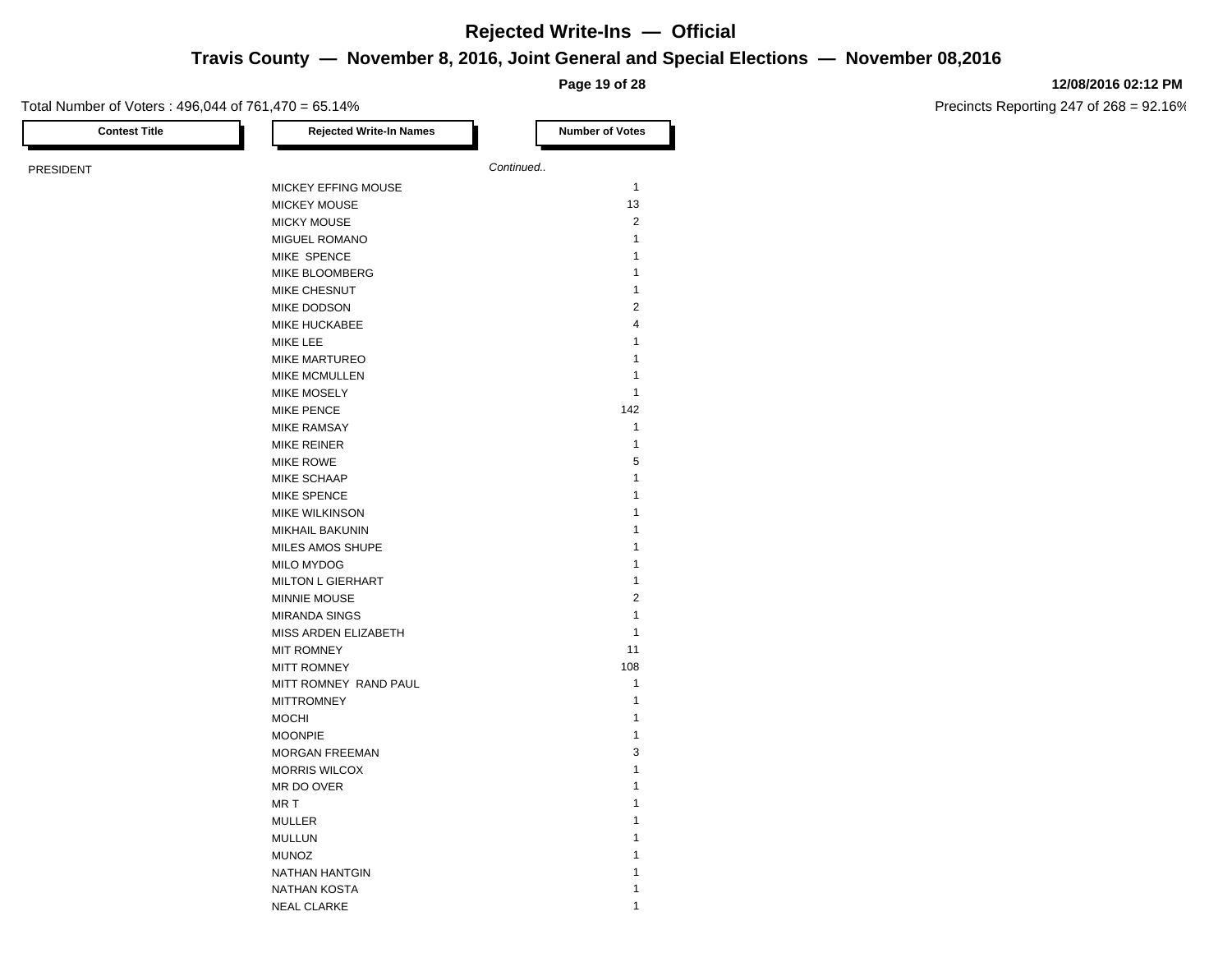# Rejected Write-Ins — Official

## Travis County — November 8, 2016, Joint General and Special Elections — November 08,2016

**12/08/2016 02:12 PM**

Total Number of Voters : 496,044 of 761,470 = 65.14%

Precincts Reporting 247 of 268 = 92.16%

| Contest Title | Rejected Write-In Names | Number of Votes |
|---|---|---|
| PRESIDENT | *Continued..* | |
| | MICKEY EFFING MOUSE | 1 |
| | MICKEY MOUSE | 13 |
| | MICKY MOUSE | 2 |
| | MIGUEL ROMANO | 1 |
| | MIKE  SPENCE | 1 |
| | MIKE BLOOMBERG | 1 |
| | MIKE CHESNUT | 1 |
| | MIKE DODSON | 2 |
| | MIKE HUCKABEE | 4 |
| | MIKE LEE | 1 |
| | MIKE MARTUREO | 1 |
| | MIKE MCMULLEN | 1 |
| | MIKE MOSELY | 1 |
| | MIKE PENCE | 142 |
| | MIKE RAMSAY | 1 |
| | MIKE REINER | 1 |
| | MIKE ROWE | 5 |
| | MIKE SCHAAP | 1 |
| | MIKE SPENCE | 1 |
| | MIKE WILKINSON | 1 |
| | MIKHAIL BAKUNIN | 1 |
| | MILES AMOS SHUPE | 1 |
| | MILO MYDOG | 1 |
| | MILTON L GIERHART | 1 |
| | MINNIE MOUSE | 2 |
| | MIRANDA SINGS | 1 |
| | MISS ARDEN ELIZABETH | 1 |
| | MIT ROMNEY | 11 |
| | MITT ROMNEY | 108 |
| | MITT ROMNEY  RAND PAUL | 1 |
| | MITTROMNEY | 1 |
| | MOCHI | 1 |
| | MOONPIE | 1 |
| | MORGAN FREEMAN | 3 |
| | MORRIS WILCOX | 1 |
| | MR DO OVER | 1 |
| | MR T | 1 |
| | MULLER | 1 |
| | MULLUN | 1 |
| | MUNOZ | 1 |
| | NATHAN HANTGIN | 1 |
| | NATHAN KOSTA | 1 |
| | NEAL CLARKE | 1 |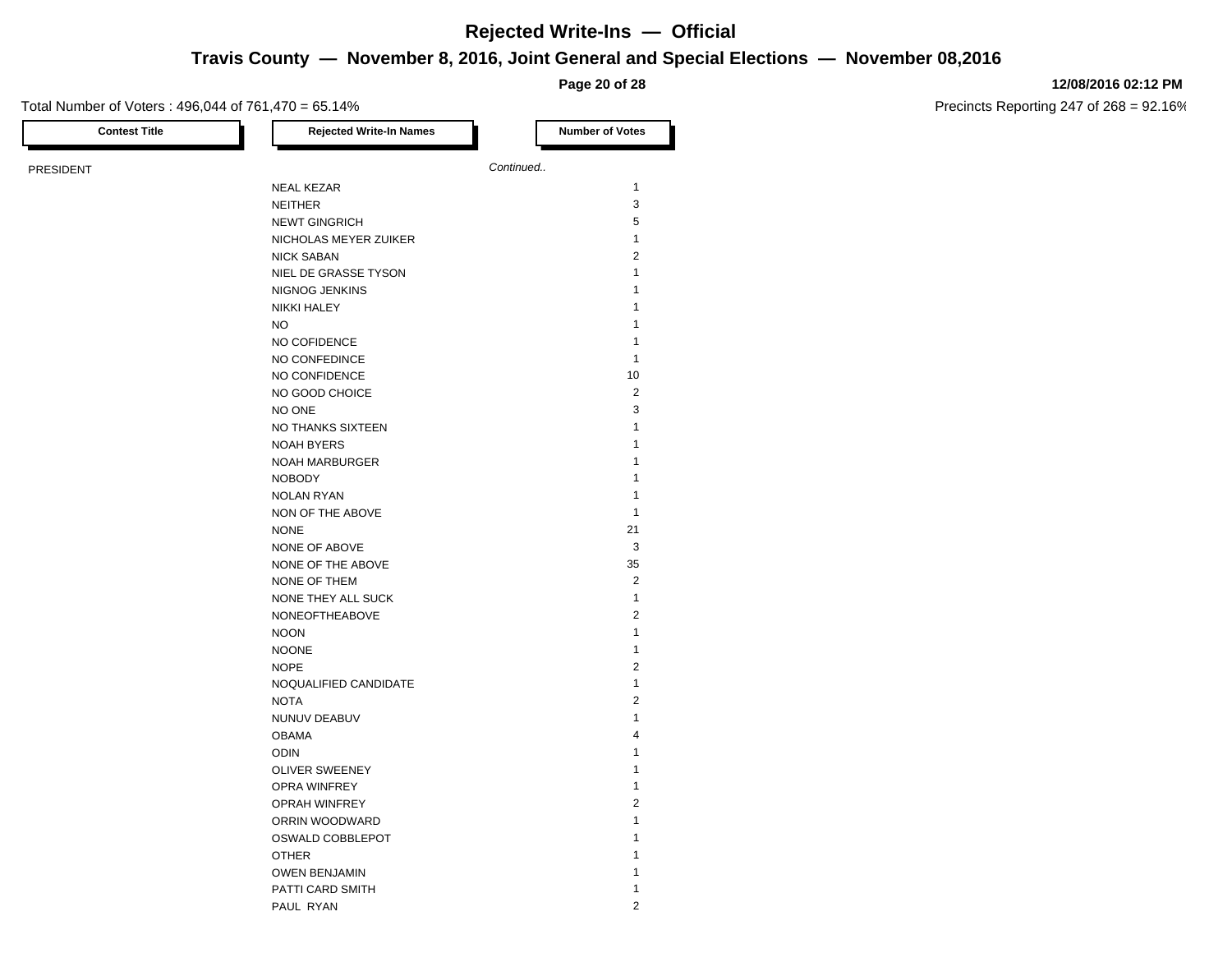# Rejected Write-Ins — Official

## Travis County — November 8, 2016, Joint General and Special Elections — November 08,2016

12/08/2016 02:12 PM

Total Number of Voters : 496,044 of 761,470 = 65.14%

Precincts Reporting 247 of 268 = 92.16%

| Contest Title | Rejected Write-In Names | Number of Votes |
|---|---|---|
| PRESIDENT | | *Continued..* |
| | NEAL KEZAR | 1 |
| | NEITHER | 3 |
| | NEWT GINGRICH | 5 |
| | NICHOLAS MEYER ZUIKER | 1 |
| | NICK SABAN | 2 |
| | NIEL DE GRASSE TYSON | 1 |
| | NIGNOG JENKINS | 1 |
| | NIKKI HALEY | 1 |
| | NO | 1 |
| | NO COFIDENCE | 1 |
| | NO CONFEDINCE | 1 |
| | NO CONFIDENCE | 10 |
| | NO GOOD CHOICE | 2 |
| | NO ONE | 3 |
| | NO THANKS SIXTEEN | 1 |
| | NOAH BYERS | 1 |
| | NOAH MARBURGER | 1 |
| | NOBODY | 1 |
| | NOLAN RYAN | 1 |
| | NON OF THE ABOVE | 1 |
| | NONE | 21 |
| | NONE OF ABOVE | 3 |
| | NONE OF THE ABOVE | 35 |
| | NONE OF THEM | 2 |
| | NONE THEY ALL SUCK | 1 |
| | NONEOFTHEABOVE | 2 |
| | NOON | 1 |
| | NOONE | 1 |
| | NOPE | 2 |
| | NOQUALIFIED CANDIDATE | 1 |
| | NOTA | 2 |
| | NUNUV DEABUV | 1 |
| | OBAMA | 4 |
| | ODIN | 1 |
| | OLIVER SWEENEY | 1 |
| | OPRA WINFREY | 1 |
| | OPRAH WINFREY | 2 |
| | ORRIN WOODWARD | 1 |
| | OSWALD COBBLEPOT | 1 |
| | OTHER | 1 |
| | OWEN BENJAMIN | 1 |
| | PATTI CARD SMITH | 1 |
| | PAUL RYAN | 2 |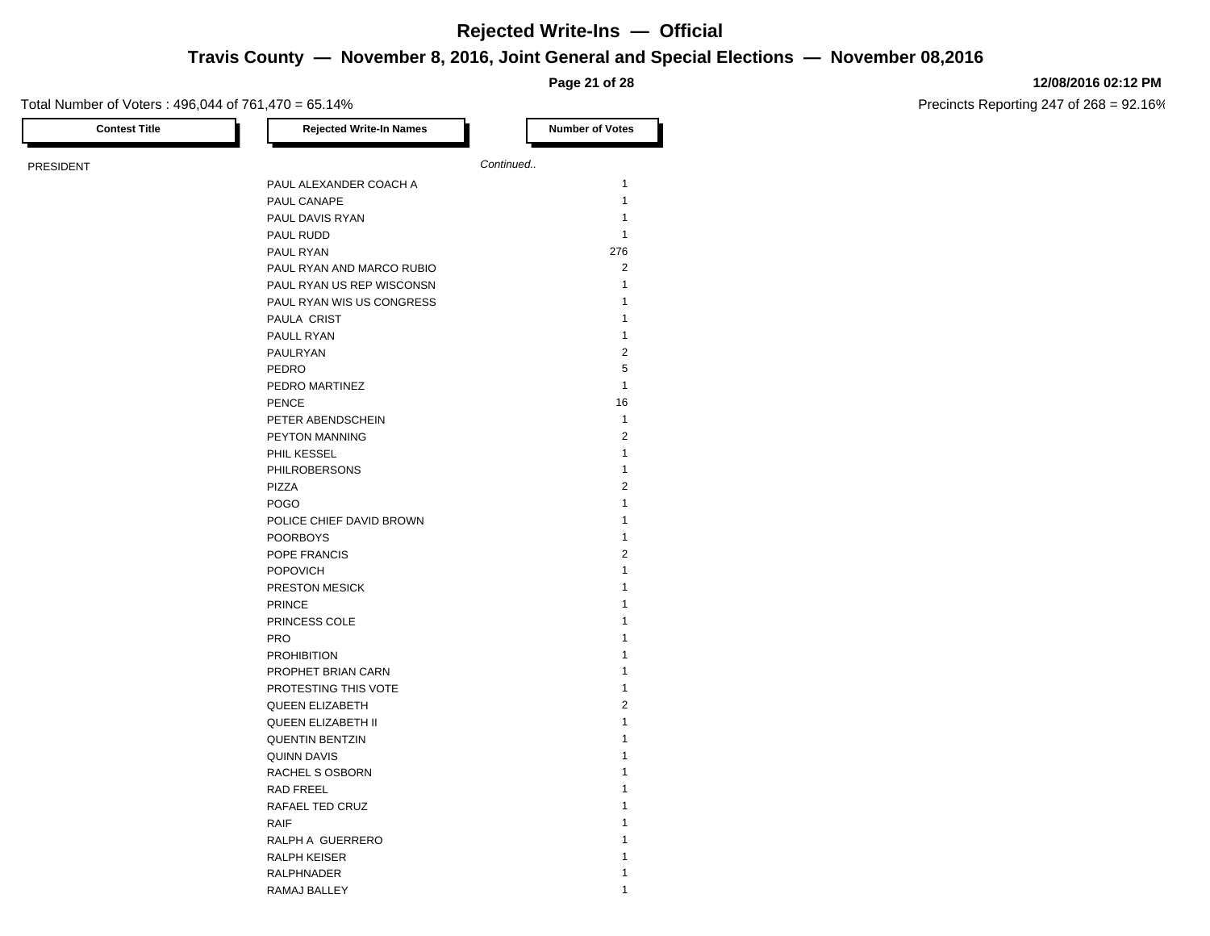# Rejected Write-Ins — Official

## Travis County — November 8, 2016, Joint General and Special Elections — November 08,2016

12/08/2016 02:12 PM

Total Number of Voters : 496,044 of 761,470 = 65.14%

Precincts Reporting 247 of 268 = 92.16%

| Contest Title | Rejected Write-In Names | Number of Votes |
|---|---|---|
| PRESIDENT | *Continued..* | |
| | PAUL ALEXANDER COACH A | 1 |
| | PAUL CANAPE | 1 |
| | PAUL DAVIS RYAN | 1 |
| | PAUL RUDD | 1 |
| | PAUL RYAN | 276 |
| | PAUL RYAN AND MARCO RUBIO | 2 |
| | PAUL RYAN US REP WISCONSN | 1 |
| | PAUL RYAN WIS US CONGRESS | 1 |
| | PAULA CRIST | 1 |
| | PAULL RYAN | 1 |
| | PAULRYAN | 2 |
| | PEDRO | 5 |
| | PEDRO MARTINEZ | 1 |
| | PENCE | 16 |
| | PETER ABENDSCHEIN | 1 |
| | PEYTON MANNING | 2 |
| | PHIL KESSEL | 1 |
| | PHILROBERSONS | 1 |
| | PIZZA | 2 |
| | POGO | 1 |
| | POLICE CHIEF DAVID BROWN | 1 |
| | POORBOYS | 1 |
| | POPE FRANCIS | 2 |
| | POPOVICH | 1 |
| | PRESTON MESICK | 1 |
| | PRINCE | 1 |
| | PRINCESS COLE | 1 |
| | PRO | 1 |
| | PROHIBITION | 1 |
| | PROPHET BRIAN CARN | 1 |
| | PROTESTING THIS VOTE | 1 |
| | QUEEN ELIZABETH | 2 |
| | QUEEN ELIZABETH II | 1 |
| | QUENTIN BENTZIN | 1 |
| | QUINN DAVIS | 1 |
| | RACHEL S OSBORN | 1 |
| | RAD FREEL | 1 |
| | RAFAEL TED CRUZ | 1 |
| | RAIF | 1 |
| | RALPH A GUERRERO | 1 |
| | RALPH KEISER | 1 |
| | RALPHNADER | 1 |
| | RAMAJ BALLEY | 1 |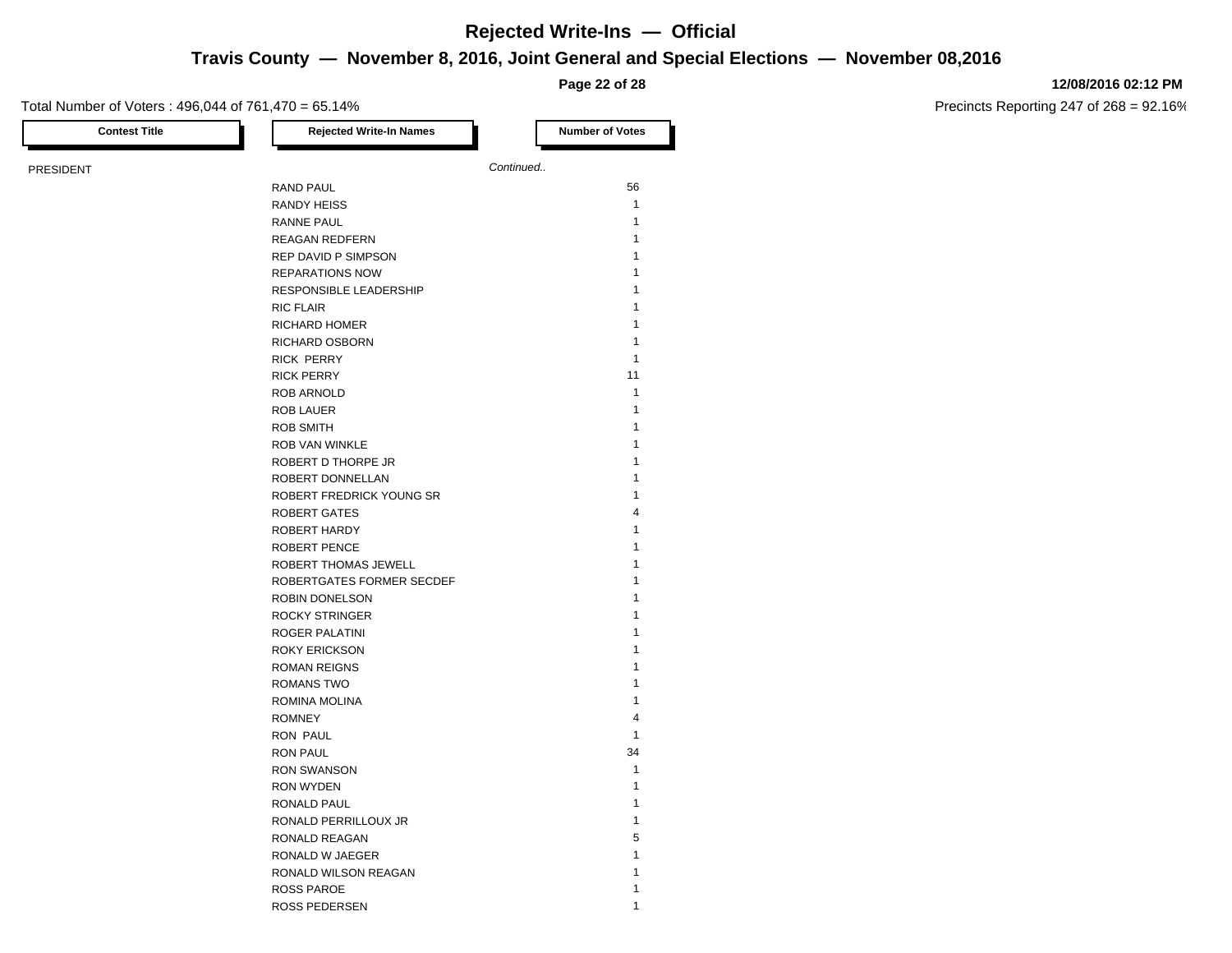# Rejected Write-Ins — Official

## Travis County — November 8, 2016, Joint General and Special Elections — November 08,2016

12/08/2016 02:12 PM

Total Number of Voters : 496,044 of 761,470 = 65.14%

Precincts Reporting 247 of 268 = 92.16%

| Contest Title | Rejected Write-In Names | Number of Votes |
|---|---|---|
| PRESIDENT | *Continued..* | |
| | RAND PAUL | 56 |
| | RANDY HEISS | 1 |
| | RANNE PAUL | 1 |
| | REAGAN REDFERN | 1 |
| | REP DAVID P SIMPSON | 1 |
| | REPARATIONS NOW | 1 |
| | RESPONSIBLE LEADERSHIP | 1 |
| | RIC FLAIR | 1 |
| | RICHARD HOMER | 1 |
| | RICHARD OSBORN | 1 |
| | RICK PERRY | 1 |
| | RICK PERRY | 11 |
| | ROB ARNOLD | 1 |
| | ROB LAUER | 1 |
| | ROB SMITH | 1 |
| | ROB VAN WINKLE | 1 |
| | ROBERT D THORPE JR | 1 |
| | ROBERT DONNELLAN | 1 |
| | ROBERT FREDRICK YOUNG SR | 1 |
| | ROBERT GATES | 4 |
| | ROBERT HARDY | 1 |
| | ROBERT PENCE | 1 |
| | ROBERT THOMAS JEWELL | 1 |
| | ROBERTGATES FORMER SECDEF | 1 |
| | ROBIN DONELSON | 1 |
| | ROCKY STRINGER | 1 |
| | ROGER PALATINI | 1 |
| | ROKY ERICKSON | 1 |
| | ROMAN REIGNS | 1 |
| | ROMANS TWO | 1 |
| | ROMINA MOLINA | 1 |
| | ROMNEY | 4 |
| | RON PAUL | 1 |
| | RON PAUL | 34 |
| | RON SWANSON | 1 |
| | RON WYDEN | 1 |
| | RONALD PAUL | 1 |
| | RONALD PERRILLOUX JR | 1 |
| | RONALD REAGAN | 5 |
| | RONALD W JAEGER | 1 |
| | RONALD WILSON REAGAN | 1 |
| | ROSS PAROE | 1 |
| | ROSS PEDERSEN | 1 |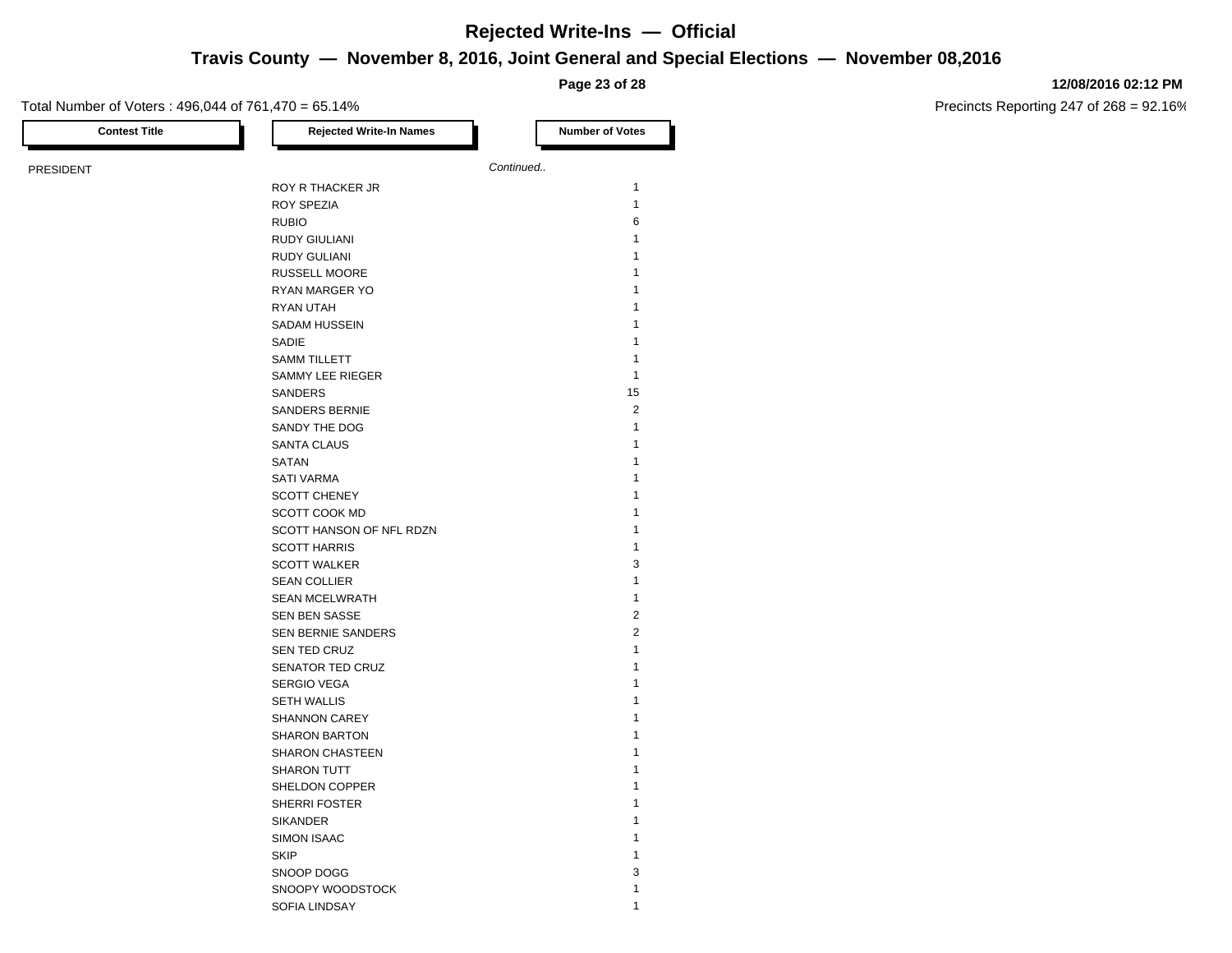# Rejected Write-Ins — Official

## Travis County — November 8, 2016, Joint General and Special Elections — November 08,2016

**12/08/2016 02:12 PM**

Total Number of Voters : 496,044 of 761,470 = 65.14%

Precincts Reporting 247 of 268 = 92.16%

| Contest Title | Rejected Write-In Names | Number of Votes |
|---|---|---|
| PRESIDENT | *Continued..* | |
| | ROY R THACKER JR | 1 |
| | ROY SPEZIA | 1 |
| | RUBIO | 6 |
| | RUDY GIULIANI | 1 |
| | RUDY GULIANI | 1 |
| | RUSSELL MOORE | 1 |
| | RYAN MARGER YO | 1 |
| | RYAN UTAH | 1 |
| | SADAM HUSSEIN | 1 |
| | SADIE | 1 |
| | SAMM TILLETT | 1 |
| | SAMMY LEE RIEGER | 1 |
| | SANDERS | 15 |
| | SANDERS BERNIE | 2 |
| | SANDY THE DOG | 1 |
| | SANTA CLAUS | 1 |
| | SATAN | 1 |
| | SATI VARMA | 1 |
| | SCOTT CHENEY | 1 |
| | SCOTT COOK MD | 1 |
| | SCOTT HANSON OF NFL RDZN | 1 |
| | SCOTT HARRIS | 1 |
| | SCOTT WALKER | 3 |
| | SEAN COLLIER | 1 |
| | SEAN MCELWRATH | 1 |
| | SEN BEN SASSE | 2 |
| | SEN BERNIE SANDERS | 2 |
| | SEN TED CRUZ | 1 |
| | SENATOR TED CRUZ | 1 |
| | SERGIO VEGA | 1 |
| | SETH WALLIS | 1 |
| | SHANNON CAREY | 1 |
| | SHARON BARTON | 1 |
| | SHARON CHASTEEN | 1 |
| | SHARON TUTT | 1 |
| | SHELDON COPPER | 1 |
| | SHERRI FOSTER | 1 |
| | SIKANDER | 1 |
| | SIMON ISAAC | 1 |
| | SKIP | 1 |
| | SNOOP DOGG | 3 |
| | SNOOPY WOODSTOCK | 1 |
| | SOFIA LINDSAY | 1 |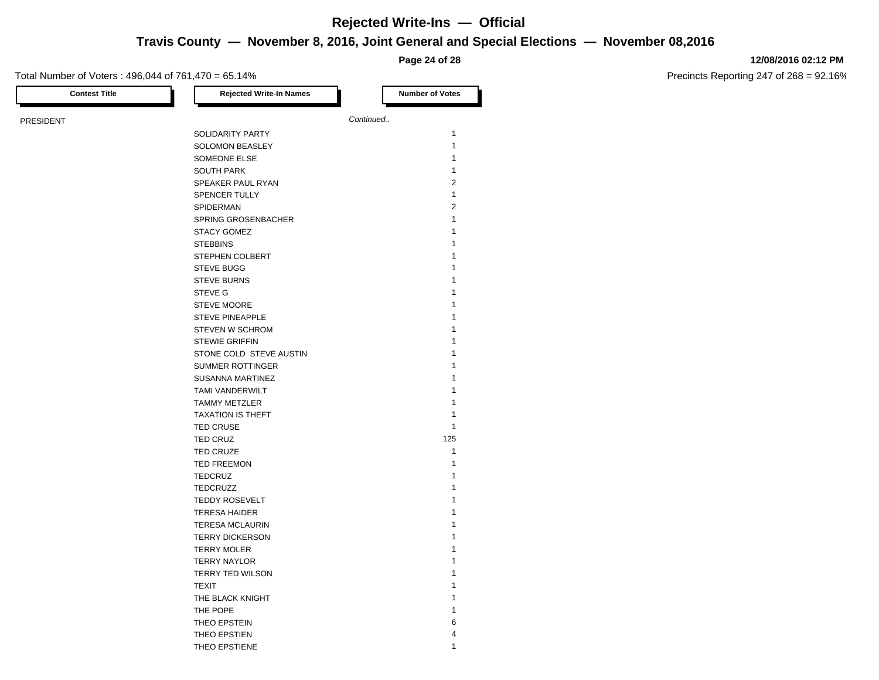# Rejected Write-Ins — Official

## Travis County — November 8, 2016, Joint General and Special Elections — November 08,2016

**12/08/2016 02:12 PM**

Total Number of Voters : 496,044 of 761,470 = 65.14%

Precincts Reporting 247 of 268 = 92.16%

| Contest Title | Rejected Write-In Names | Number of Votes |
|---|---|---|
| PRESIDENT | *Continued..* | |
| | SOLIDARITY PARTY | 1 |
| | SOLOMON BEASLEY | 1 |
| | SOMEONE ELSE | 1 |
| | SOUTH PARK | 1 |
| | SPEAKER PAUL RYAN | 2 |
| | SPENCER TULLY | 1 |
| | SPIDERMAN | 2 |
| | SPRING GROSENBACHER | 1 |
| | STACY GOMEZ | 1 |
| | STEBBINS | 1 |
| | STEPHEN COLBERT | 1 |
| | STEVE BUGG | 1 |
| | STEVE BURNS | 1 |
| | STEVE G | 1 |
| | STEVE MOORE | 1 |
| | STEVE PINEAPPLE | 1 |
| | STEVEN W SCHROM | 1 |
| | STEWIE GRIFFIN | 1 |
| | STONE COLD STEVE AUSTIN | 1 |
| | SUMMER ROTTINGER | 1 |
| | SUSANNA MARTINEZ | 1 |
| | TAMI VANDERWILT | 1 |
| | TAMMY METZLER | 1 |
| | TAXATION IS THEFT | 1 |
| | TED CRUSE | 1 |
| | TED CRUZ | 125 |
| | TED CRUZE | 1 |
| | TED FREEMON | 1 |
| | TEDCRUZ | 1 |
| | TEDCRUZZ | 1 |
| | TEDDY ROSEVELT | 1 |
| | TERESA HAIDER | 1 |
| | TERESA MCLAURIN | 1 |
| | TERRY DICKERSON | 1 |
| | TERRY MOLER | 1 |
| | TERRY NAYLOR | 1 |
| | TERRY TED WILSON | 1 |
| | TEXIT | 1 |
| | THE BLACK KNIGHT | 1 |
| | THE POPE | 1 |
| | THEO EPSTEIN | 6 |
| | THEO EPSTIEN | 4 |
| | THEO EPSTIENE | 1 |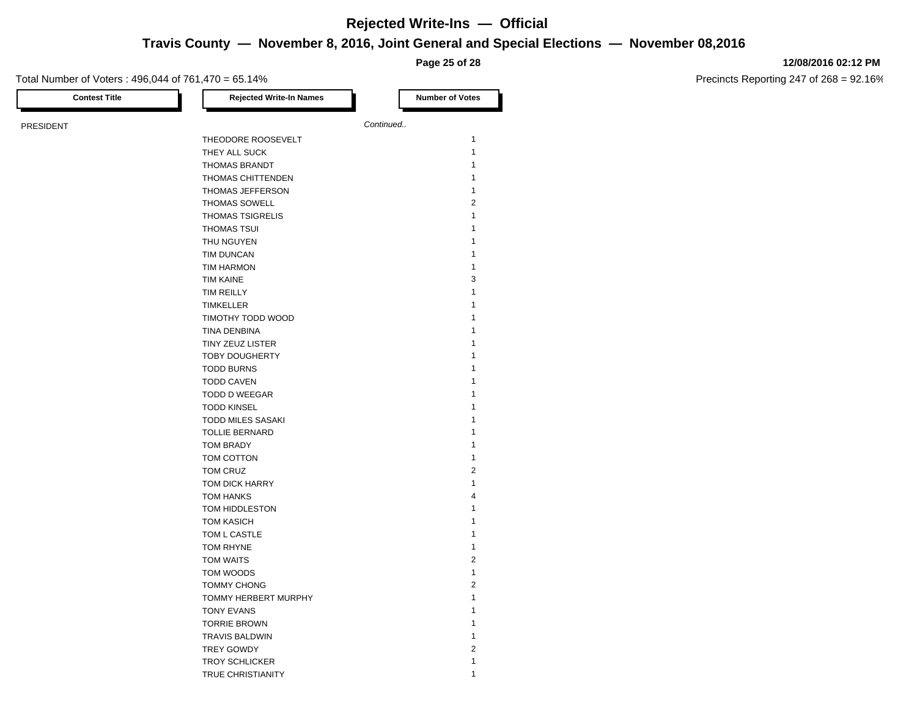# Rejected Write-Ins — Official

## Travis County — November 8, 2016, Joint General and Special Elections — November 08,2016

12/08/2016 02:12 PM

Total Number of Voters : 496,044 of 761,470 = 65.14%

Precincts Reporting 247 of 268 = 92.16%

| Contest Title | Rejected Write-In Names | Number of Votes |
|---|---|---|
| PRESIDENT | *Continued..* | |
| | THEODORE ROOSEVELT | 1 |
| | THEY ALL SUCK | 1 |
| | THOMAS BRANDT | 1 |
| | THOMAS CHITTENDEN | 1 |
| | THOMAS JEFFERSON | 1 |
| | THOMAS SOWELL | 2 |
| | THOMAS TSIGRELIS | 1 |
| | THOMAS TSUI | 1 |
| | THU NGUYEN | 1 |
| | TIM DUNCAN | 1 |
| | TIM HARMON | 1 |
| | TIM KAINE | 3 |
| | TIM REILLY | 1 |
| | TIMKELLER | 1 |
| | TIMOTHY TODD WOOD | 1 |
| | TINA DENBINA | 1 |
| | TINY ZEUZ LISTER | 1 |
| | TOBY DOUGHERTY | 1 |
| | TODD BURNS | 1 |
| | TODD CAVEN | 1 |
| | TODD D WEEGAR | 1 |
| | TODD KINSEL | 1 |
| | TODD MILES SASAKI | 1 |
| | TOLLIE BERNARD | 1 |
| | TOM BRADY | 1 |
| | TOM COTTON | 1 |
| | TOM CRUZ | 2 |
| | TOM DICK HARRY | 1 |
| | TOM HANKS | 4 |
| | TOM HIDDLESTON | 1 |
| | TOM KASICH | 1 |
| | TOM L CASTLE | 1 |
| | TOM RHYNE | 1 |
| | TOM WAITS | 2 |
| | TOM WOODS | 1 |
| | TOMMY CHONG | 2 |
| | TOMMY HERBERT MURPHY | 1 |
| | TONY EVANS | 1 |
| | TORRIE BROWN | 1 |
| | TRAVIS BALDWIN | 1 |
| | TREY GOWDY | 2 |
| | TROY SCHLICKER | 1 |
| | TRUE CHRISTIANITY | 1 |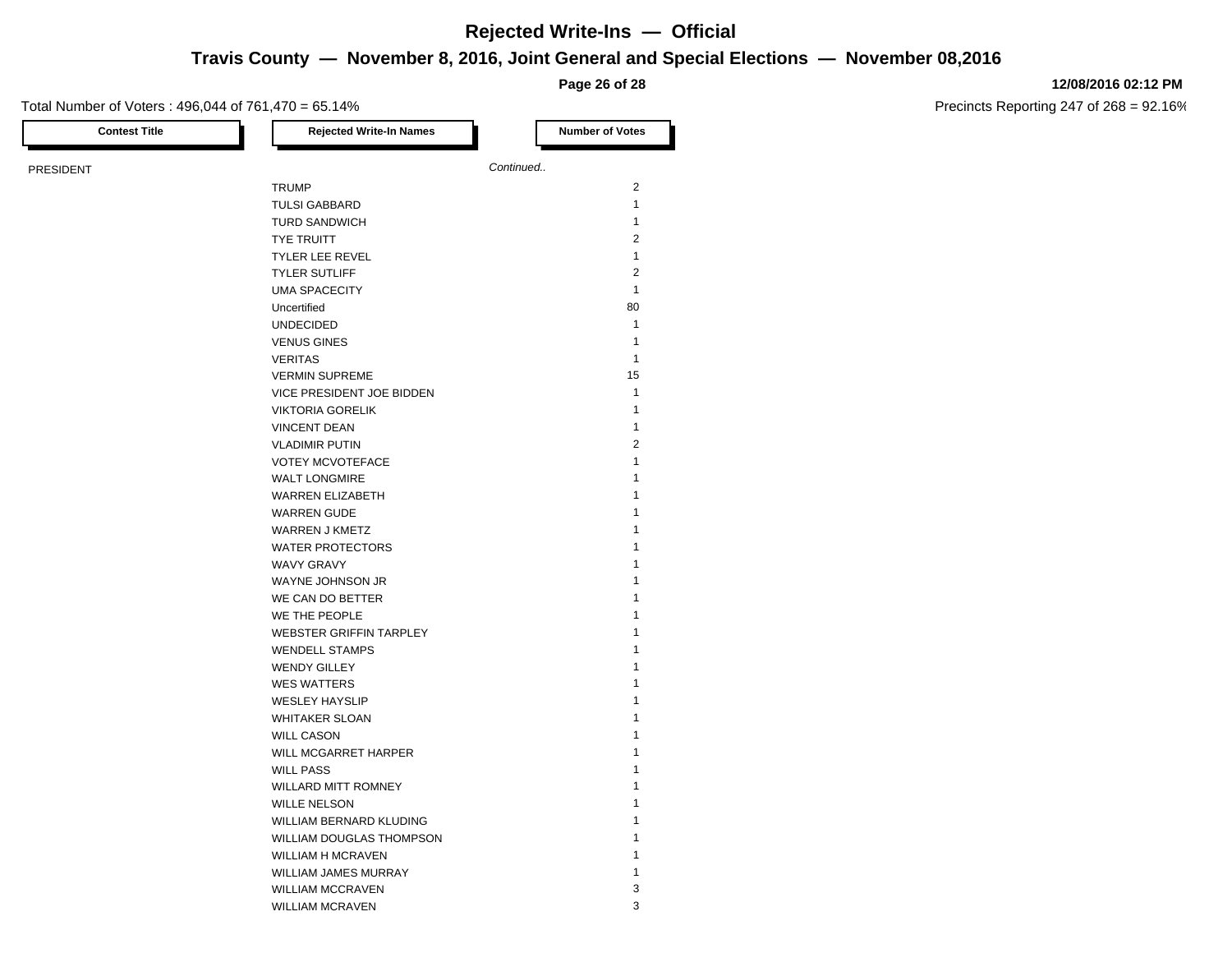# Rejected Write-Ins — Official

## Travis County — November 8, 2016, Joint General and Special Elections — November 08,2016

12/08/2016 02:12 PM

Total Number of Voters : 496,044 of 761,470 = 65.14%

Precincts Reporting 247 of 268 = 92.16%

| Contest Title | Rejected Write-In Names | Number of Votes |
|---|---|---|
| PRESIDENT | *Continued..* | |
| | TRUMP | 2 |
| | TULSI GABBARD | 1 |
| | TURD SANDWICH | 1 |
| | TYE TRUITT | 2 |
| | TYLER LEE REVEL | 1 |
| | TYLER SUTLIFF | 2 |
| | UMA SPACECITY | 1 |
| | Uncertified | 80 |
| | UNDECIDED | 1 |
| | VENUS GINES | 1 |
| | VERITAS | 1 |
| | VERMIN SUPREME | 15 |
| | VICE PRESIDENT JOE BIDDEN | 1 |
| | VIKTORIA GORELIK | 1 |
| | VINCENT DEAN | 1 |
| | VLADIMIR PUTIN | 2 |
| | VOTEY MCVOTEFACE | 1 |
| | WALT LONGMIRE | 1 |
| | WARREN ELIZABETH | 1 |
| | WARREN GUDE | 1 |
| | WARREN J KMETZ | 1 |
| | WATER PROTECTORS | 1 |
| | WAVY GRAVY | 1 |
| | WAYNE JOHNSON JR | 1 |
| | WE CAN DO BETTER | 1 |
| | WE THE PEOPLE | 1 |
| | WEBSTER GRIFFIN TARPLEY | 1 |
| | WENDELL STAMPS | 1 |
| | WENDY GILLEY | 1 |
| | WES WATTERS | 1 |
| | WESLEY HAYSLIP | 1 |
| | WHITAKER SLOAN | 1 |
| | WILL CASON | 1 |
| | WILL MCGARRET HARPER | 1 |
| | WILL PASS | 1 |
| | WILLARD MITT ROMNEY | 1 |
| | WILLE NELSON | 1 |
| | WILLIAM BERNARD KLUDING | 1 |
| | WILLIAM DOUGLAS THOMPSON | 1 |
| | WILLIAM H MCRAVEN | 1 |
| | WILLIAM JAMES MURRAY | 1 |
| | WILLIAM MCCRAVEN | 3 |
| | WILLIAM MCRAVEN | 3 |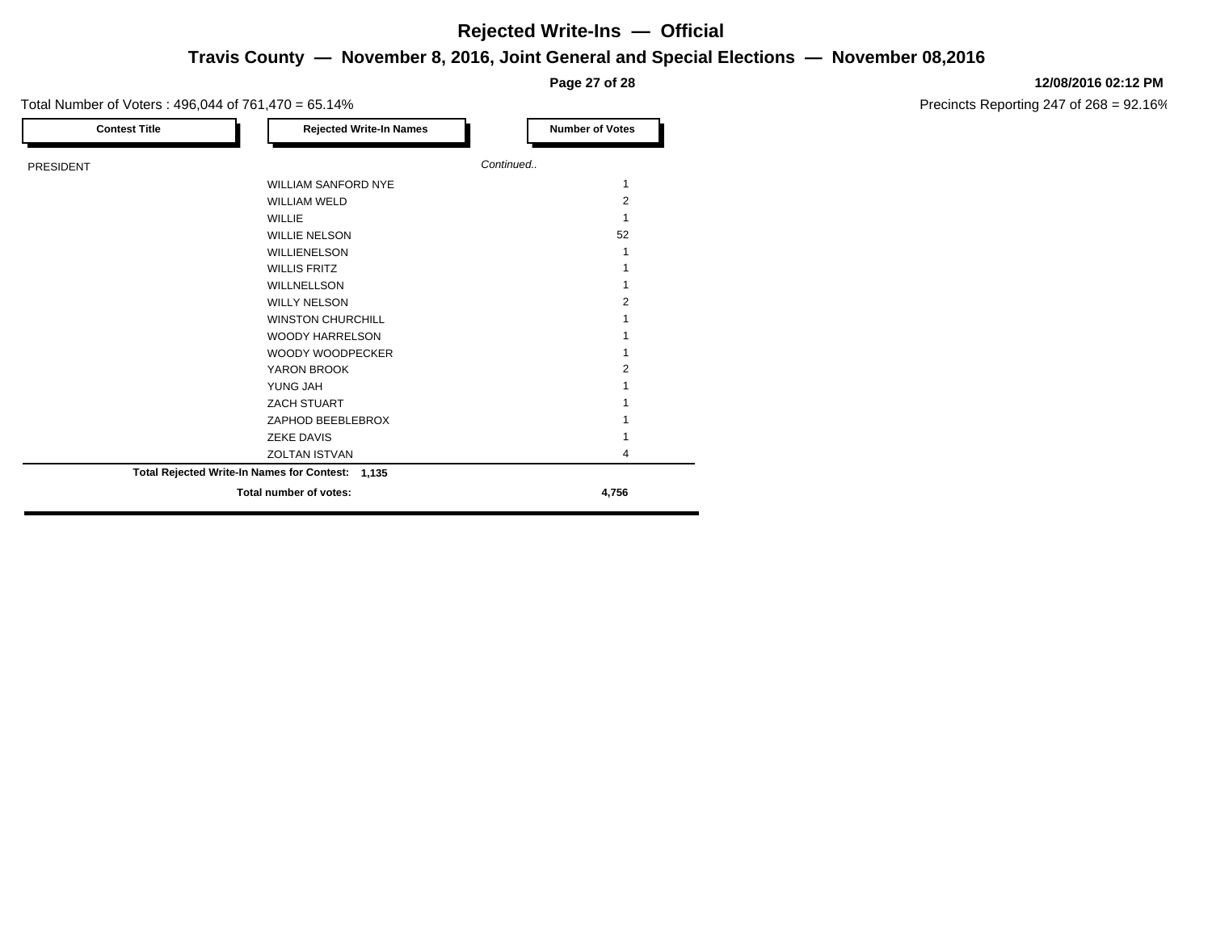# Rejected Write-Ins — Official

## Travis County — November 8, 2016, Joint General and Special Elections — November 08,2016

**12/08/2016 02:12 PM**

Total Number of Voters : 496,044 of 761,470 = 65.14%

Precincts Reporting 247 of 268 = 92.16%

| Contest Title | Rejected Write-In Names | Number of Votes |
|---|---|---|
| PRESIDENT | *Continued..* | |
| | WILLIAM SANFORD NYE | 1 |
| | WILLIAM WELD | 2 |
| | WILLIE | 1 |
| | WILLIE NELSON | 52 |
| | WILLIENELSON | 1 |
| | WILLIS FRITZ | 1 |
| | WILLNELLSON | 1 |
| | WILLY NELSON | 2 |
| | WINSTON CHURCHILL | 1 |
| | WOODY HARRELSON | 1 |
| | WOODY WOODPECKER | 1 |
| | YARON BROOK | 2 |
| | YUNG JAH | 1 |
| | ZACH STUART | 1 |
| | ZAPHOD BEEBLEBROX | 1 |
| | ZEKE DAVIS | 1 |
| | ZOLTAN ISTVAN | 4 |

**Total Rejected Write-In Names for Contest: 1,135**

**Total number of votes: 4,756**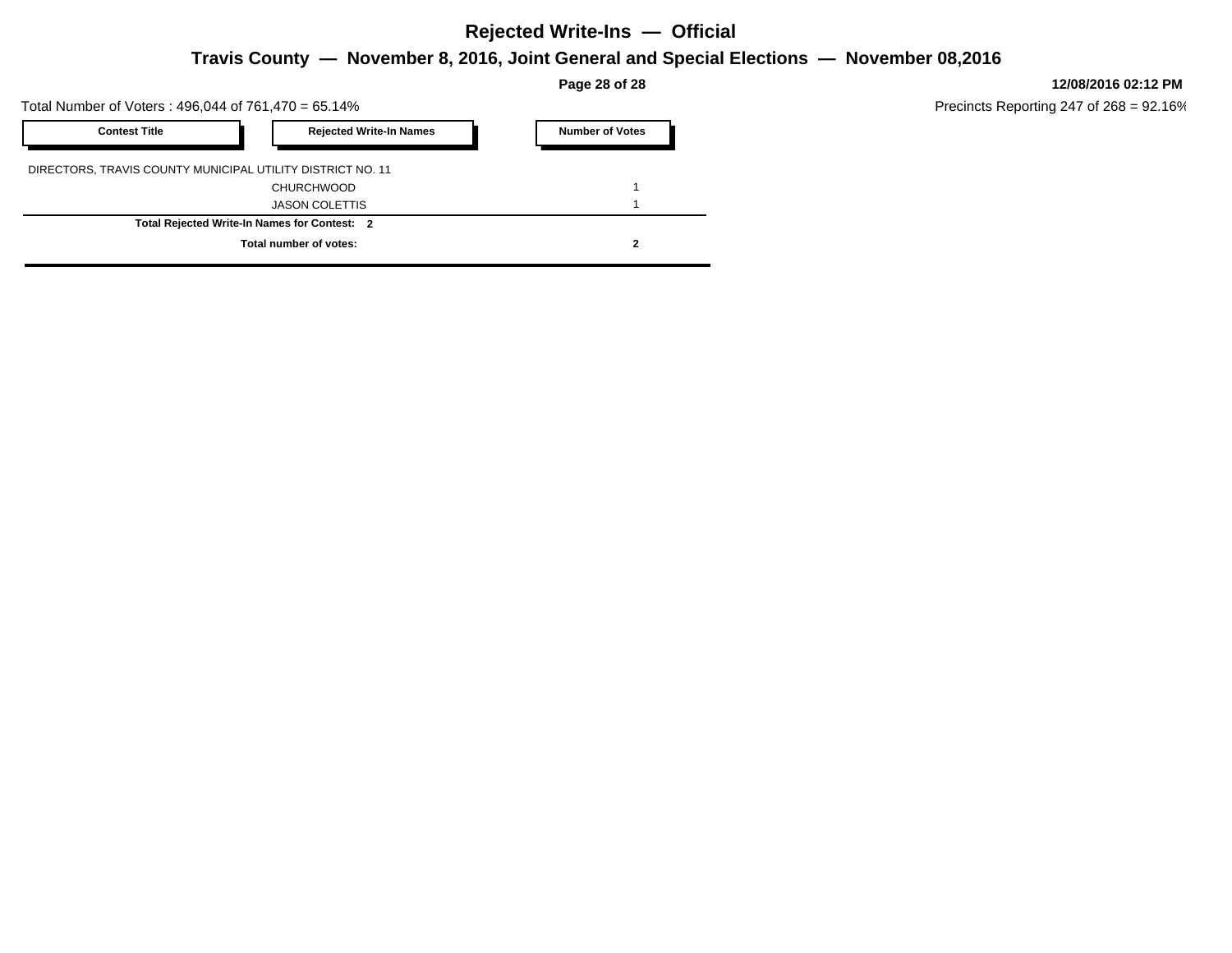# Rejected Write-Ins — Official

## Travis County — November 8, 2016, Joint General and Special Elections — November 08,2016

**12/08/2016 02:12 PM**

Total Number of Voters : 496,044 of 761,470 = 65.14%

Precincts Reporting 247 of 268 = 92.16%

| Contest Title | Rejected Write-In Names | Number of Votes |
|---|---|---|
| DIRECTORS, TRAVIS COUNTY MUNICIPAL UTILITY DISTRICT NO. 11 | | |
| | CHURCHWOOD | 1 |
| | JASON COLETTIS | 1 |
| **Total Rejected Write-In Names for Contest: 2** | | |
| | **Total number of votes:** | **2** |